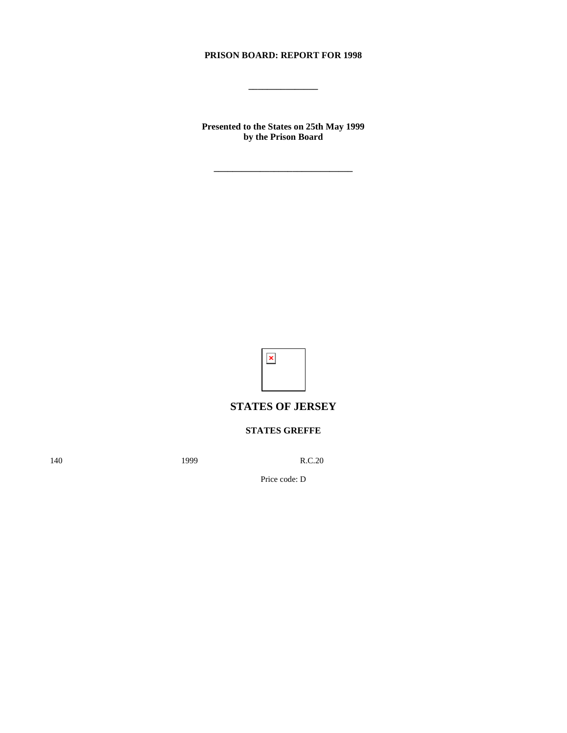**PRISON BOARD: REPORT FOR 1998**

\_\_\_\_\_\_\_\_\_\_\_\_\_\_\_

**Presented to the States on 25th May 1999**
**by the Prison Board**

\_\_\_\_\_\_\_\_\_\_\_\_\_\_\_\_\_\_\_\_\_\_\_\_\_\_\_\_\_\_\_

## STATES OF JERSEY

**STATES GREFFE**

140 1999 R.C.20

Price code: D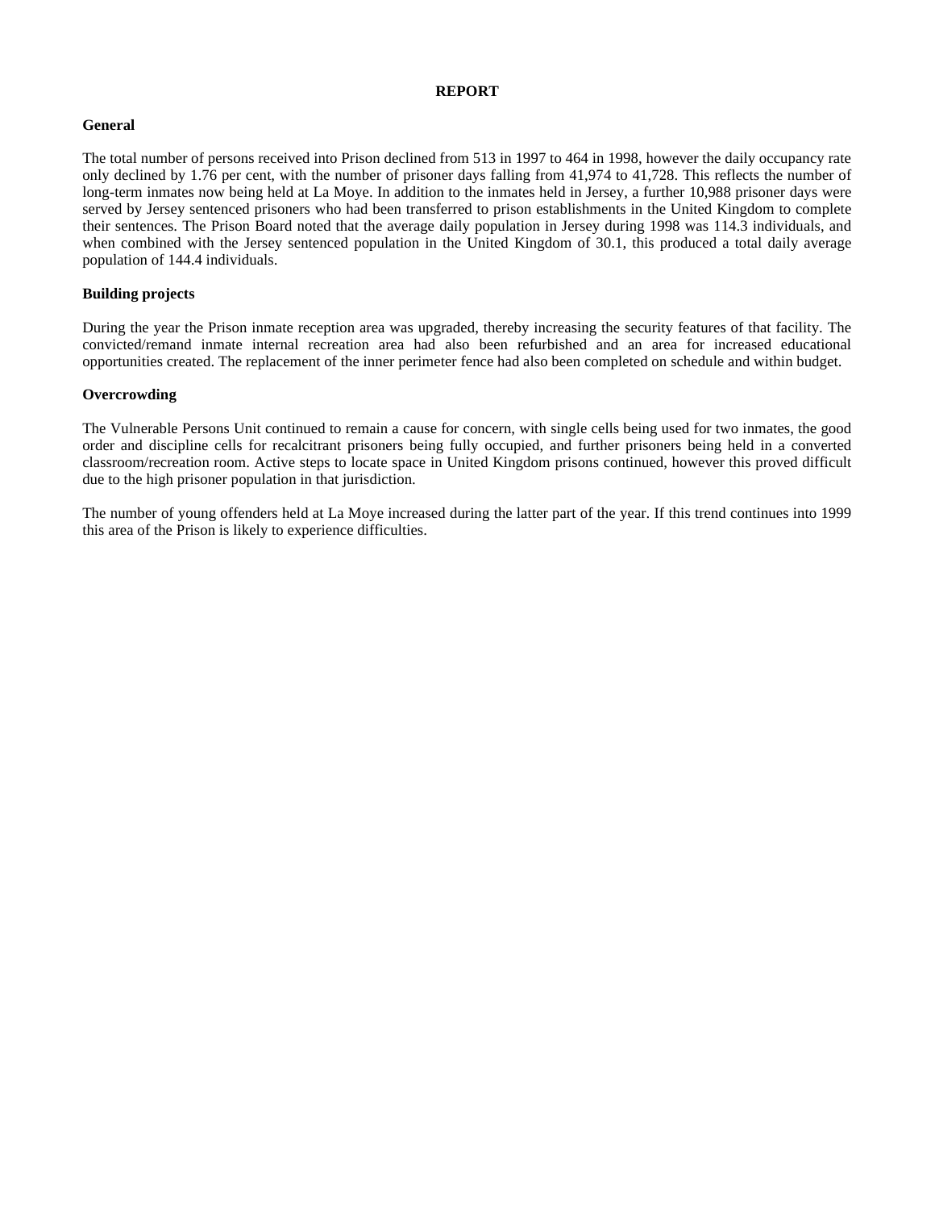# REPORT

## General

The total number of persons received into Prison declined from 513 in 1997 to 464 in 1998, however the daily occupancy rate only declined by 1.76 per cent, with the number of prisoner days falling from 41,974 to 41,728. This reflects the number of long-term inmates now being held at La Moye. In addition to the inmates held in Jersey, a further 10,988 prisoner days were served by Jersey sentenced prisoners who had been transferred to prison establishments in the United Kingdom to complete their sentences. The Prison Board noted that the average daily population in Jersey during 1998 was 114.3 individuals, and when combined with the Jersey sentenced population in the United Kingdom of 30.1, this produced a total daily average population of 144.4 individuals.

## Building projects

During the year the Prison inmate reception area was upgraded, thereby increasing the security features of that facility. The convicted/remand inmate internal recreation area had also been refurbished and an area for increased educational opportunities created. The replacement of the inner perimeter fence had also been completed on schedule and within budget.

## Overcrowding

The Vulnerable Persons Unit continued to remain a cause for concern, with single cells being used for two inmates, the good order and discipline cells for recalcitrant prisoners being fully occupied, and further prisoners being held in a converted classroom/recreation room. Active steps to locate space in United Kingdom prisons continued, however this proved difficult due to the high prisoner population in that jurisdiction.

The number of young offenders held at La Moye increased during the latter part of the year. If this trend continues into 1999 this area of the Prison is likely to experience difficulties.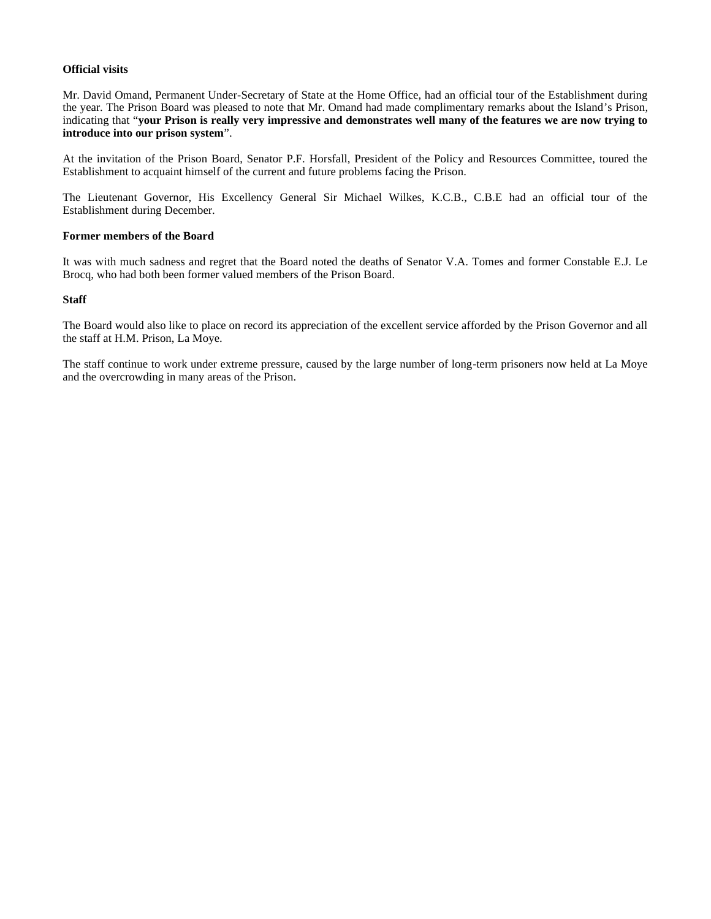**Official visits**

Mr. David Omand, Permanent Under-Secretary of State at the Home Office, had an official tour of the Establishment during the year. The Prison Board was pleased to note that Mr. Omand had made complimentary remarks about the Island's Prison, indicating that "**your Prison is really very impressive and demonstrates well many of the features we are now trying to introduce into our prison system**".

At the invitation of the Prison Board, Senator P.F. Horsfall, President of the Policy and Resources Committee, toured the Establishment to acquaint himself of the current and future problems facing the Prison.

The Lieutenant Governor, His Excellency General Sir Michael Wilkes, K.C.B., C.B.E had an official tour of the Establishment during December.

**Former members of the Board**

It was with much sadness and regret that the Board noted the deaths of Senator V.A. Tomes and former Constable E.J. Le Brocq, who had both been former valued members of the Prison Board.

**Staff**

The Board would also like to place on record its appreciation of the excellent service afforded by the Prison Governor and all the staff at H.M. Prison, La Moye.

The staff continue to work under extreme pressure, caused by the large number of long-term prisoners now held at La Moye and the overcrowding in many areas of the Prison.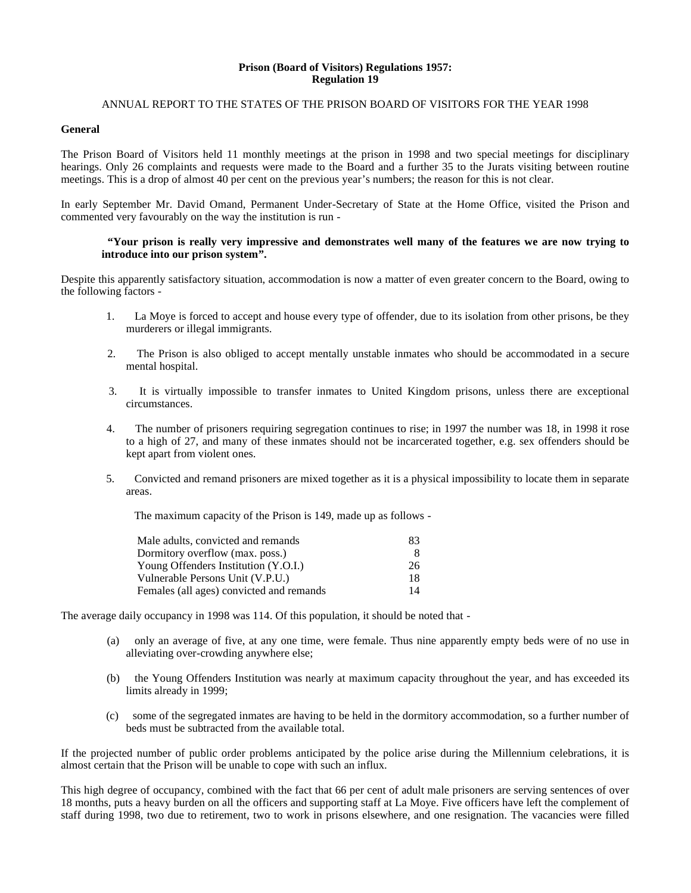**Prison (Board of Visitors) Regulations 1957: Regulation 19**

ANNUAL REPORT TO THE STATES OF THE PRISON BOARD OF VISITORS FOR THE YEAR 1998

**General**

The Prison Board of Visitors held 11 monthly meetings at the prison in 1998 and two special meetings for disciplinary hearings. Only 26 complaints and requests were made to the Board and a further 35 to the Jurats visiting between routine meetings. This is a drop of almost 40 per cent on the previous year's numbers; the reason for this is not clear.

In early September Mr. David Omand, Permanent Under-Secretary of State at the Home Office, visited the Prison and commented very favourably on the way the institution is run -

> **"Your prison is really very impressive and demonstrates well many of the features we are now trying to introduce into our prison system".**

Despite this apparently satisfactory situation, accommodation is now a matter of even greater concern to the Board, owing to the following factors -

1. La Moye is forced to accept and house every type of offender, due to its isolation from other prisons, be they murderers or illegal immigrants.
2. The Prison is also obliged to accept mentally unstable inmates who should be accommodated in a secure mental hospital.
3. It is virtually impossible to transfer inmates to United Kingdom prisons, unless there are exceptional circumstances.
4. The number of prisoners requiring segregation continues to rise; in 1997 the number was 18, in 1998 it rose to a high of 27, and many of these inmates should not be incarcerated together, e.g. sex offenders should be kept apart from violent ones.
5. Convicted and remand prisoners are mixed together as it is a physical impossibility to locate them in separate areas.

The maximum capacity of the Prison is 149, made up as follows -

| | |
|---|---|
| Male adults, convicted and remands | 83 |
| Dormitory overflow (max. poss.) | 8 |
| Young Offenders Institution (Y.O.I.) | 26 |
| Vulnerable Persons Unit (V.P.U.) | 18 |
| Females (all ages) convicted and remands | 14 |

The average daily occupancy in 1998 was 114. Of this population, it should be noted that -

(a) only an average of five, at any one time, were female. Thus nine apparently empty beds were of no use in alleviating over-crowding anywhere else;

(b) the Young Offenders Institution was nearly at maximum capacity throughout the year, and has exceeded its limits already in 1999;

(c) some of the segregated inmates are having to be held in the dormitory accommodation, so a further number of beds must be subtracted from the available total.

If the projected number of public order problems anticipated by the police arise during the Millennium celebrations, it is almost certain that the Prison will be unable to cope with such an influx.

This high degree of occupancy, combined with the fact that 66 per cent of adult male prisoners are serving sentences of over 18 months, puts a heavy burden on all the officers and supporting staff at La Moye. Five officers have left the complement of staff during 1998, two due to retirement, two to work in prisons elsewhere, and one resignation. The vacancies were filled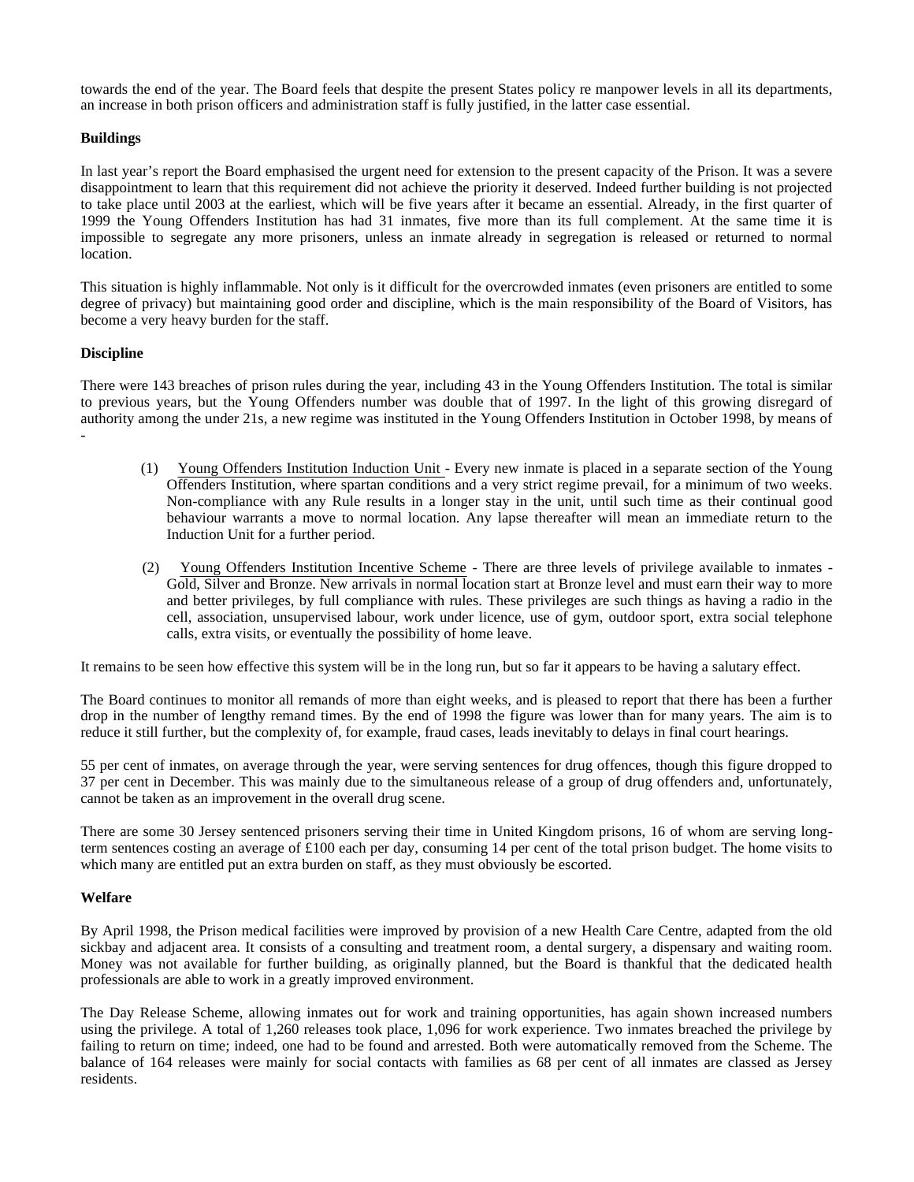towards the end of the year. The Board feels that despite the present States policy re manpower levels in all its departments, an increase in both prison officers and administration staff is fully justified, in the latter case essential.

**Buildings**

In last year's report the Board emphasised the urgent need for extension to the present capacity of the Prison. It was a severe disappointment to learn that this requirement did not achieve the priority it deserved. Indeed further building is not projected to take place until 2003 at the earliest, which will be five years after it became an essential. Already, in the first quarter of 1999 the Young Offenders Institution has had 31 inmates, five more than its full complement. At the same time it is impossible to segregate any more prisoners, unless an inmate already in segregation is released or returned to normal location.

This situation is highly inflammable. Not only is it difficult for the overcrowded inmates (even prisoners are entitled to some degree of privacy) but maintaining good order and discipline, which is the main responsibility of the Board of Visitors, has become a very heavy burden for the staff.

**Discipline**

There were 143 breaches of prison rules during the year, including 43 in the Young Offenders Institution. The total is similar to previous years, but the Young Offenders number was double that of 1997. In the light of this growing disregard of authority among the under 21s, a new regime was instituted in the Young Offenders Institution in October 1998, by means of -

(1) Young Offenders Institution Induction Unit - Every new inmate is placed in a separate section of the Young Offenders Institution, where spartan conditions and a very strict regime prevail, for a minimum of two weeks. Non-compliance with any Rule results in a longer stay in the unit, until such time as their continual good behaviour warrants a move to normal location. Any lapse thereafter will mean an immediate return to the Induction Unit for a further period.

(2) Young Offenders Institution Incentive Scheme - There are three levels of privilege available to inmates - Gold, Silver and Bronze. New arrivals in normal location start at Bronze level and must earn their way to more and better privileges, by full compliance with rules. These privileges are such things as having a radio in the cell, association, unsupervised labour, work under licence, use of gym, outdoor sport, extra social telephone calls, extra visits, or eventually the possibility of home leave.

It remains to be seen how effective this system will be in the long run, but so far it appears to be having a salutary effect.

The Board continues to monitor all remands of more than eight weeks, and is pleased to report that there has been a further drop in the number of lengthy remand times. By the end of 1998 the figure was lower than for many years. The aim is to reduce it still further, but the complexity of, for example, fraud cases, leads inevitably to delays in final court hearings.

55 per cent of inmates, on average through the year, were serving sentences for drug offences, though this figure dropped to 37 per cent in December. This was mainly due to the simultaneous release of a group of drug offenders and, unfortunately, cannot be taken as an improvement in the overall drug scene.

There are some 30 Jersey sentenced prisoners serving their time in United Kingdom prisons, 16 of whom are serving long-term sentences costing an average of £100 each per day, consuming 14 per cent of the total prison budget. The home visits to which many are entitled put an extra burden on staff, as they must obviously be escorted.

**Welfare**

By April 1998, the Prison medical facilities were improved by provision of a new Health Care Centre, adapted from the old sickbay and adjacent area. It consists of a consulting and treatment room, a dental surgery, a dispensary and waiting room. Money was not available for further building, as originally planned, but the Board is thankful that the dedicated health professionals are able to work in a greatly improved environment.

The Day Release Scheme, allowing inmates out for work and training opportunities, has again shown increased numbers using the privilege. A total of 1,260 releases took place, 1,096 for work experience. Two inmates breached the privilege by failing to return on time; indeed, one had to be found and arrested. Both were automatically removed from the Scheme. The balance of 164 releases were mainly for social contacts with families as 68 per cent of all inmates are classed as Jersey residents.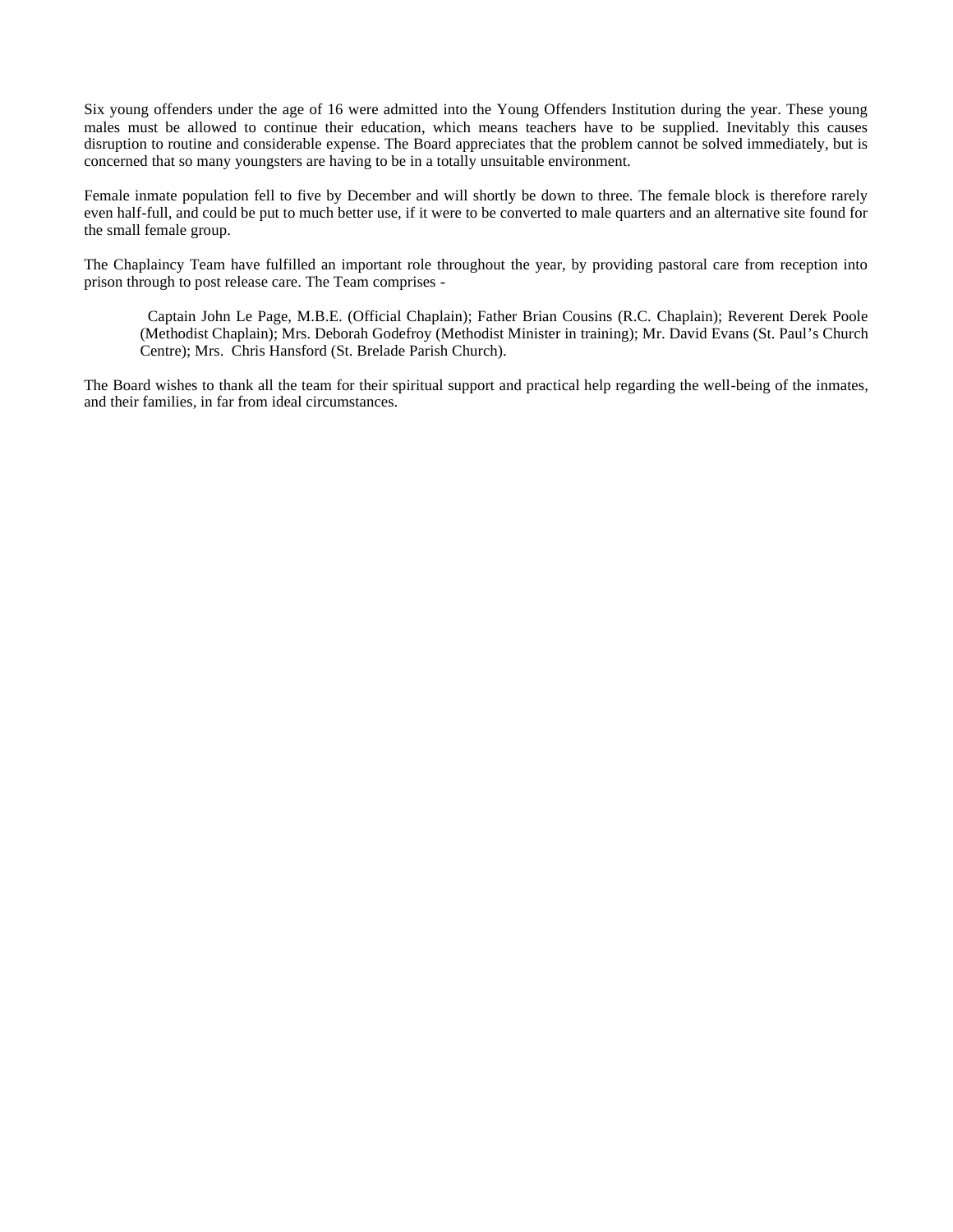Six young offenders under the age of 16 were admitted into the Young Offenders Institution during the year. These young males must be allowed to continue their education, which means teachers have to be supplied. Inevitably this causes disruption to routine and considerable expense. The Board appreciates that the problem cannot be solved immediately, but is concerned that so many youngsters are having to be in a totally unsuitable environment.

Female inmate population fell to five by December and will shortly be down to three. The female block is therefore rarely even half-full, and could be put to much better use, if it were to be converted to male quarters and an alternative site found for the small female group.

The Chaplaincy Team have fulfilled an important role throughout the year, by providing pastoral care from reception into prison through to post release care. The Team comprises -

> Captain John Le Page, M.B.E. (Official Chaplain); Father Brian Cousins (R.C. Chaplain); Reverent Derek Poole (Methodist Chaplain); Mrs. Deborah Godefroy (Methodist Minister in training); Mr. David Evans (St. Paul's Church Centre); Mrs. Chris Hansford (St. Brelade Parish Church).

The Board wishes to thank all the team for their spiritual support and practical help regarding the well-being of the inmates, and their families, in far from ideal circumstances.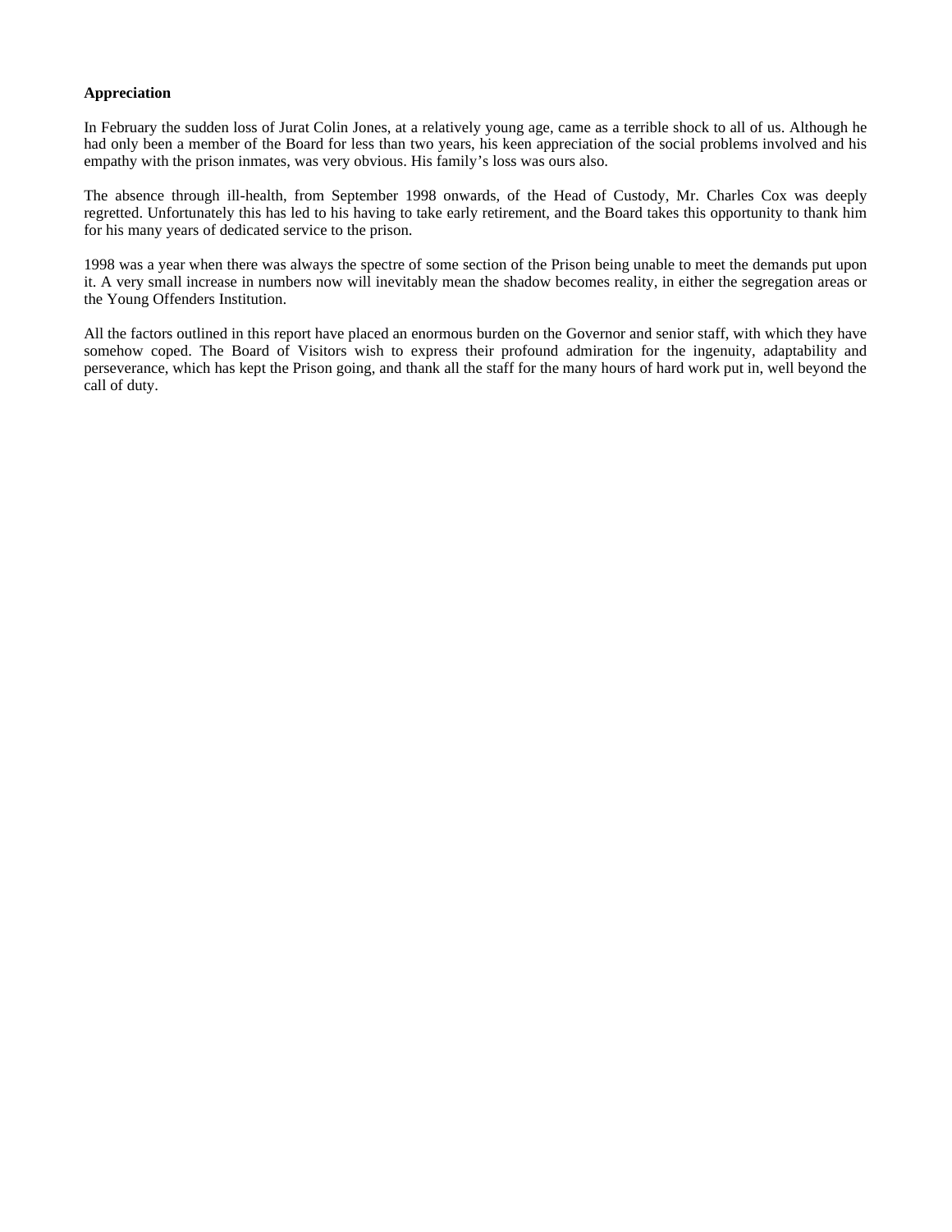**Appreciation**

In February the sudden loss of Jurat Colin Jones, at a relatively young age, came as a terrible shock to all of us. Although he had only been a member of the Board for less than two years, his keen appreciation of the social problems involved and his empathy with the prison inmates, was very obvious. His family's loss was ours also.

The absence through ill-health, from September 1998 onwards, of the Head of Custody, Mr. Charles Cox was deeply regretted. Unfortunately this has led to his having to take early retirement, and the Board takes this opportunity to thank him for his many years of dedicated service to the prison.

1998 was a year when there was always the spectre of some section of the Prison being unable to meet the demands put upon it. A very small increase in numbers now will inevitably mean the shadow becomes reality, in either the segregation areas or the Young Offenders Institution.

All the factors outlined in this report have placed an enormous burden on the Governor and senior staff, with which they have somehow coped. The Board of Visitors wish to express their profound admiration for the ingenuity, adaptability and perseverance, which has kept the Prison going, and thank all the staff for the many hours of hard work put in, well beyond the call of duty.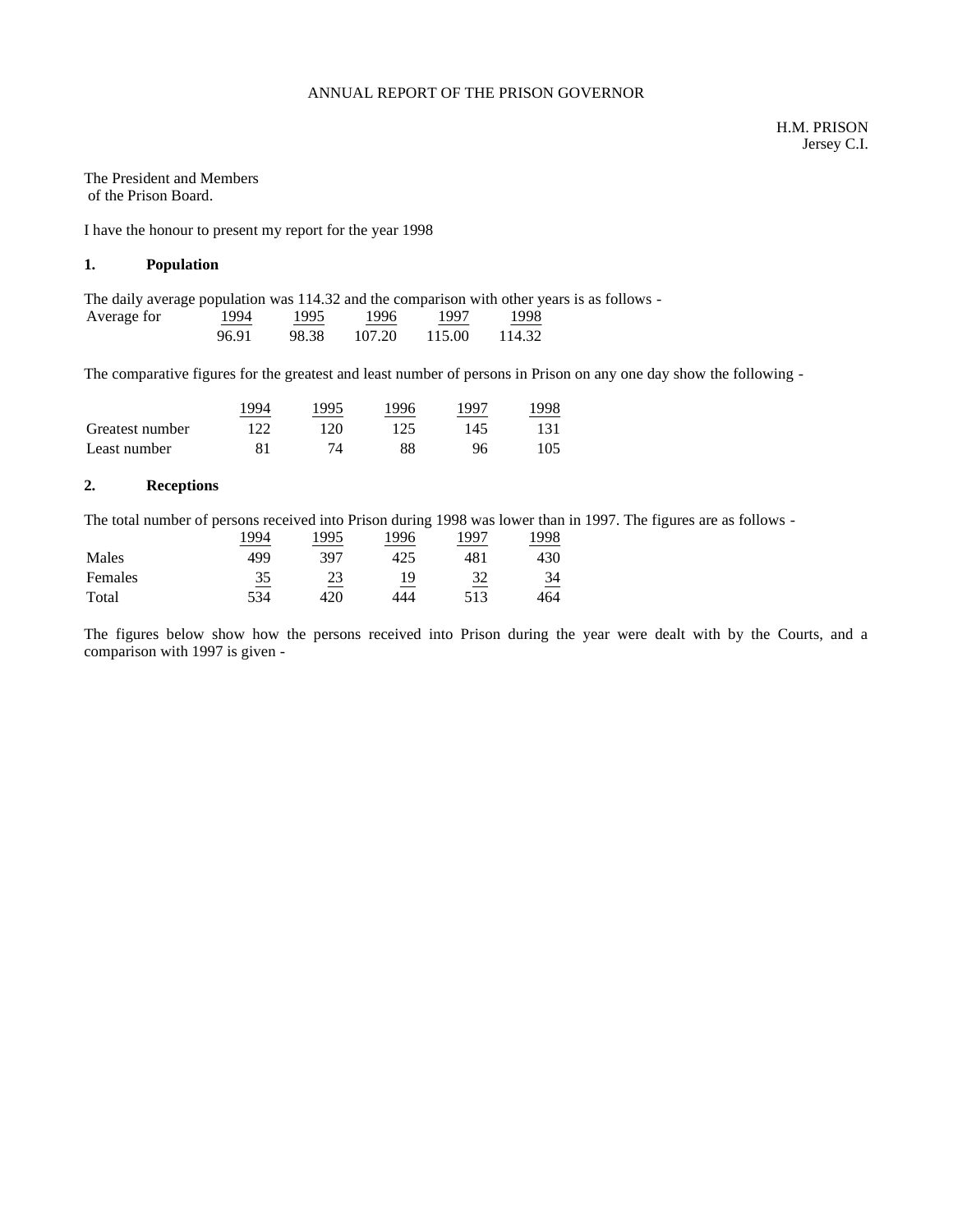ANNUAL REPORT OF THE PRISON GOVERNOR

H.M. PRISON
Jersey C.I.

The President and Members
of the Prison Board.

I have the honour to present my report for the year 1998

## 1. Population

The daily average population was 114.32 and the comparison with other years is as follows -

| Average for | 1994 | 1995 | 1996 | 1997 | 1998 |
|---|---|---|---|---|---|
| | 96.91 | 98.38 | 107.20 | 115.00 | 114.32 |

The comparative figures for the greatest and least number of persons in Prison on any one day show the following -

| | 1994 | 1995 | 1996 | 1997 | 1998 |
|---|---|---|---|---|---|
| Greatest number | 122 | 120 | 125 | 145 | 131 |
| Least number | 81 | 74 | 88 | 96 | 105 |

## 2. Receptions

The total number of persons received into Prison during 1998 was lower than in 1997. The figures are as follows -

| | 1994 | 1995 | 1996 | 1997 | 1998 |
|---|---|---|---|---|---|
| Males | 499 | 397 | 425 | 481 | 430 |
| Females | 35 | 23 | 19 | 32 | 34 |
| Total | 534 | 420 | 444 | 513 | 464 |

The figures below show how the persons received into Prison during the year were dealt with by the Courts, and a comparison with 1997 is given -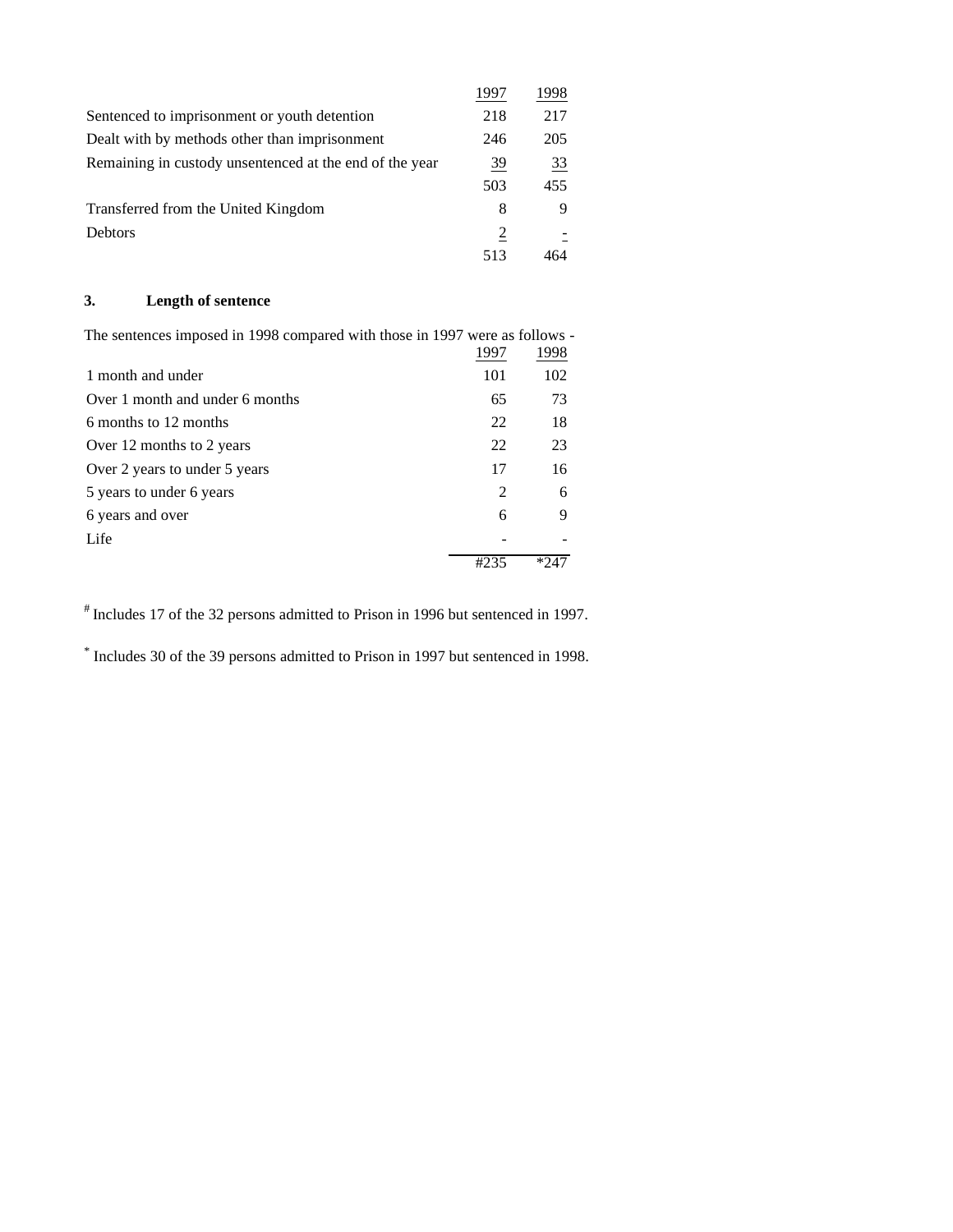| | 1997 | 1998 |
|---|---|---|
| Sentenced to imprisonment or youth detention | 218 | 217 |
| Dealt with by methods other than imprisonment | 246 | 205 |
| Remaining in custody unsentenced at the end of the year | 39 | 33 |
| | 503 | 455 |
| Transferred from the United Kingdom | 8 | 9 |
| Debtors | 2 | - |
| | 513 | 464 |

### 3. Length of sentence

The sentences imposed in 1998 compared with those in 1997 were as follows -

| | 1997 | 1998 |
|---|---|---|
| 1 month and under | 101 | 102 |
| Over 1 month and under 6 months | 65 | 73 |
| 6 months to 12 months | 22 | 18 |
| Over 12 months to 2 years | 22 | 23 |
| Over 2 years to under 5 years | 17 | 16 |
| 5 years to under 6 years | 2 | 6 |
| 6 years and over | 6 | 9 |
| Life | - | - |
| | #235 | *247 |

[#] Includes 17 of the 32 persons admitted to Prison in 1996 but sentenced in 1997.

[*] Includes 30 of the 39 persons admitted to Prison in 1997 but sentenced in 1998.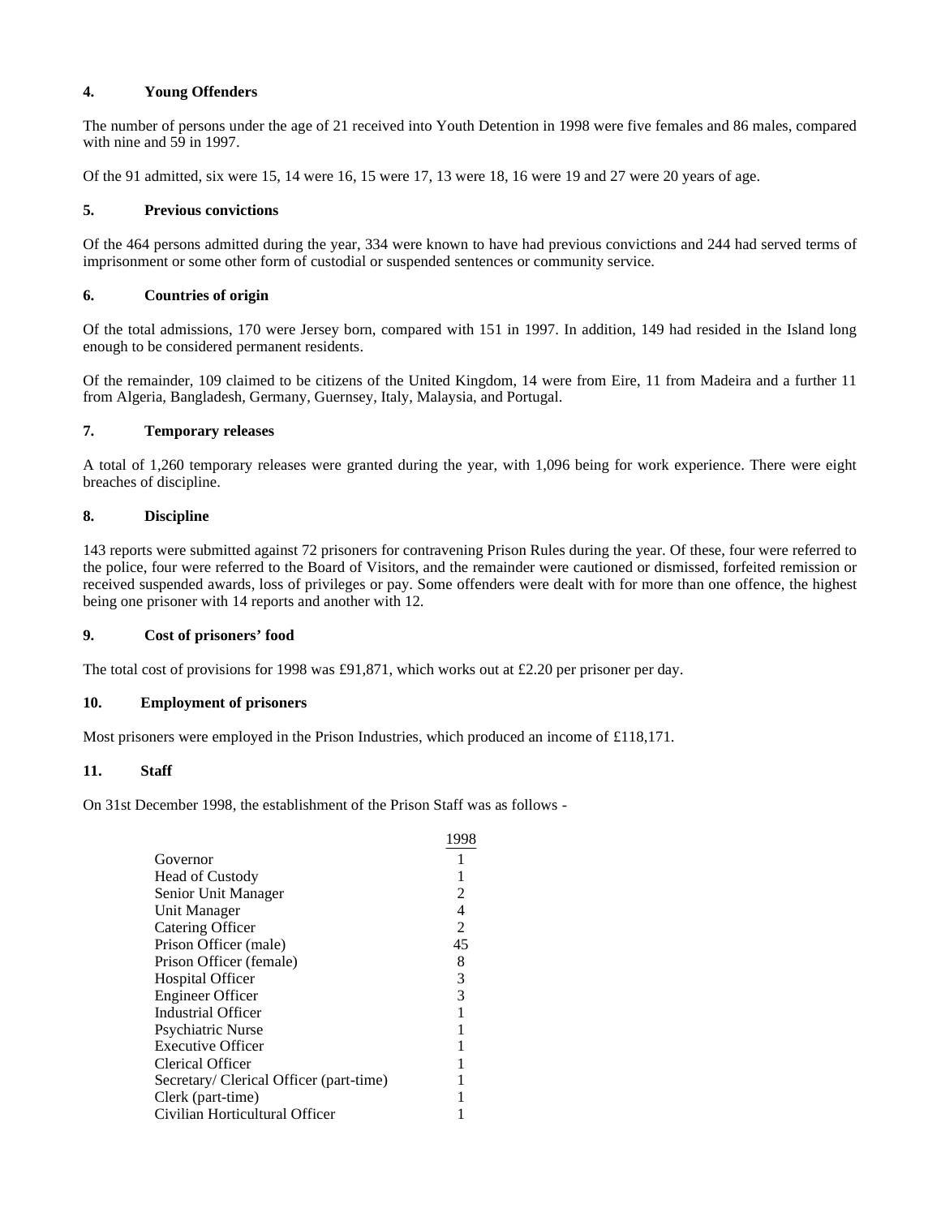### 4. Young Offenders

The number of persons under the age of 21 received into Youth Detention in 1998 were five females and 86 males, compared with nine and 59 in 1997.

Of the 91 admitted, six were 15, 14 were 16, 15 were 17, 13 were 18, 16 were 19 and 27 were 20 years of age.

### 5. Previous convictions

Of the 464 persons admitted during the year, 334 were known to have had previous convictions and 244 had served terms of imprisonment or some other form of custodial or suspended sentences or community service.

### 6. Countries of origin

Of the total admissions, 170 were Jersey born, compared with 151 in 1997. In addition, 149 had resided in the Island long enough to be considered permanent residents.

Of the remainder, 109 claimed to be citizens of the United Kingdom, 14 were from Eire, 11 from Madeira and a further 11 from Algeria, Bangladesh, Germany, Guernsey, Italy, Malaysia, and Portugal.

### 7. Temporary releases

A total of 1,260 temporary releases were granted during the year, with 1,096 being for work experience. There were eight breaches of discipline.

### 8. Discipline

143 reports were submitted against 72 prisoners for contravening Prison Rules during the year. Of these, four were referred to the police, four were referred to the Board of Visitors, and the remainder were cautioned or dismissed, forfeited remission or received suspended awards, loss of privileges or pay. Some offenders were dealt with for more than one offence, the highest being one prisoner with 14 reports and another with 12.

### 9. Cost of prisoners' food

The total cost of provisions for 1998 was £91,871, which works out at £2.20 per prisoner per day.

### 10. Employment of prisoners

Most prisoners were employed in the Prison Industries, which produced an income of £118,171.

### 11. Staff

On 31st December 1998, the establishment of the Prison Staff was as follows -

| | 1998 |
|---|---|
| Governor | 1 |
| Head of Custody | 1 |
| Senior Unit Manager | 2 |
| Unit Manager | 4 |
| Catering Officer | 2 |
| Prison Officer (male) | 45 |
| Prison Officer (female) | 8 |
| Hospital Officer | 3 |
| Engineer Officer | 3 |
| Industrial Officer | 1 |
| Psychiatric Nurse | 1 |
| Executive Officer | 1 |
| Clerical Officer | 1 |
| Secretary/ Clerical Officer (part-time) | 1 |
| Clerk (part-time) | 1 |
| Civilian Horticultural Officer | 1 |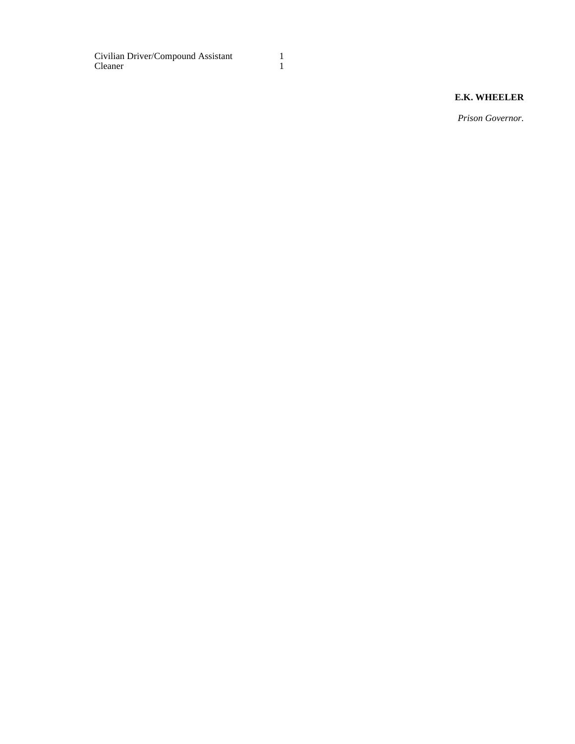| | |
|---|---|
| Civilian Driver/Compound Assistant | 1 |
| Cleaner | 1 |

**E.K. WHEELER**

*Prison Governor.*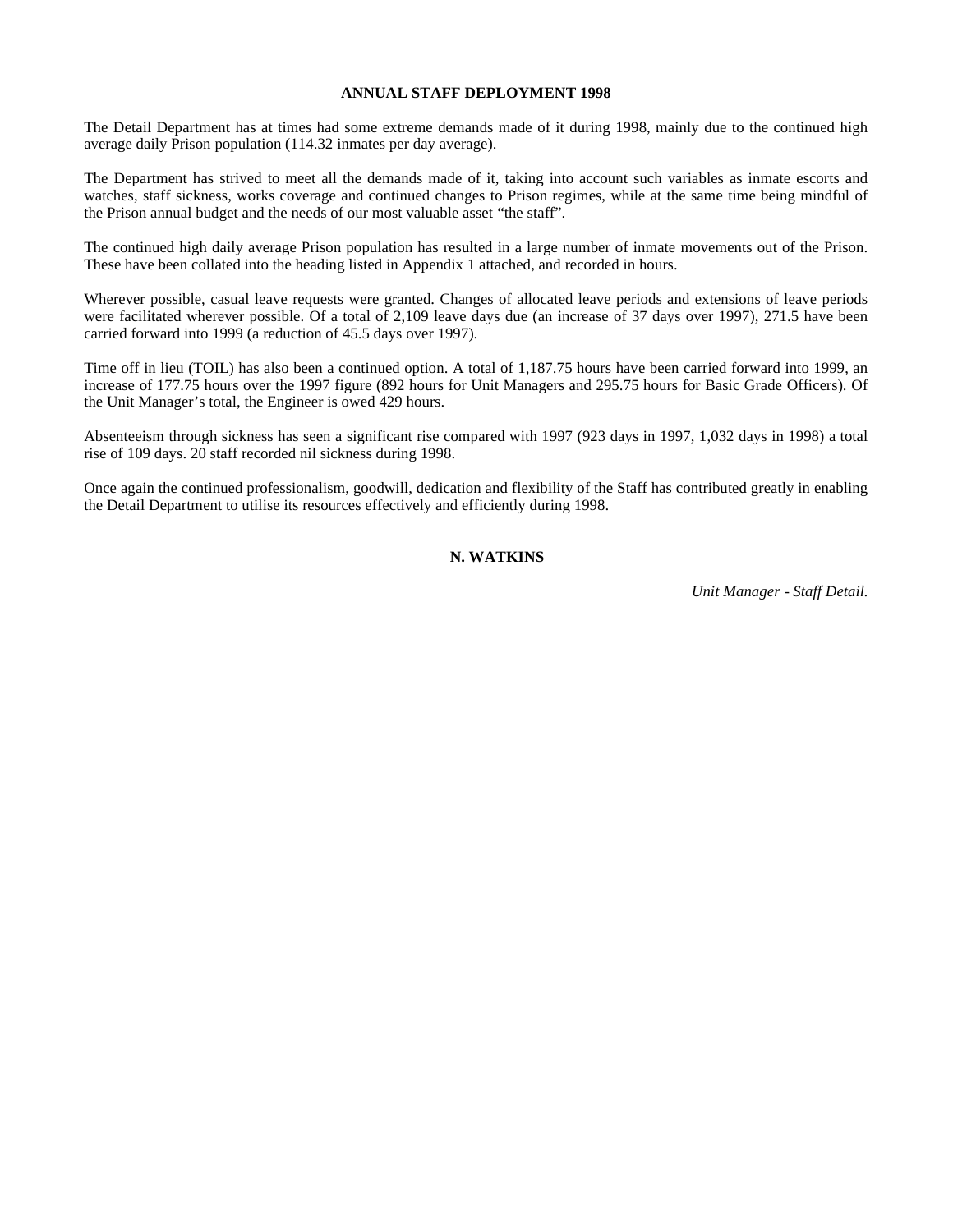## ANNUAL STAFF DEPLOYMENT 1998

The Detail Department has at times had some extreme demands made of it during 1998, mainly due to the continued high average daily Prison population (114.32 inmates per day average).

The Department has strived to meet all the demands made of it, taking into account such variables as inmate escorts and watches, staff sickness, works coverage and continued changes to Prison regimes, while at the same time being mindful of the Prison annual budget and the needs of our most valuable asset "the staff".

The continued high daily average Prison population has resulted in a large number of inmate movements out of the Prison. These have been collated into the heading listed in Appendix 1 attached, and recorded in hours.

Wherever possible, casual leave requests were granted. Changes of allocated leave periods and extensions of leave periods were facilitated wherever possible. Of a total of 2,109 leave days due (an increase of 37 days over 1997), 271.5 have been carried forward into 1999 (a reduction of 45.5 days over 1997).

Time off in lieu (TOIL) has also been a continued option. A total of 1,187.75 hours have been carried forward into 1999, an increase of 177.75 hours over the 1997 figure (892 hours for Unit Managers and 295.75 hours for Basic Grade Officers). Of the Unit Manager's total, the Engineer is owed 429 hours.

Absenteeism through sickness has seen a significant rise compared with 1997 (923 days in 1997, 1,032 days in 1998) a total rise of 109 days. 20 staff recorded nil sickness during 1998.

Once again the continued professionalism, goodwill, dedication and flexibility of the Staff has contributed greatly in enabling the Detail Department to utilise its resources effectively and efficiently during 1998.

**N. WATKINS**

*Unit Manager - Staff Detail.*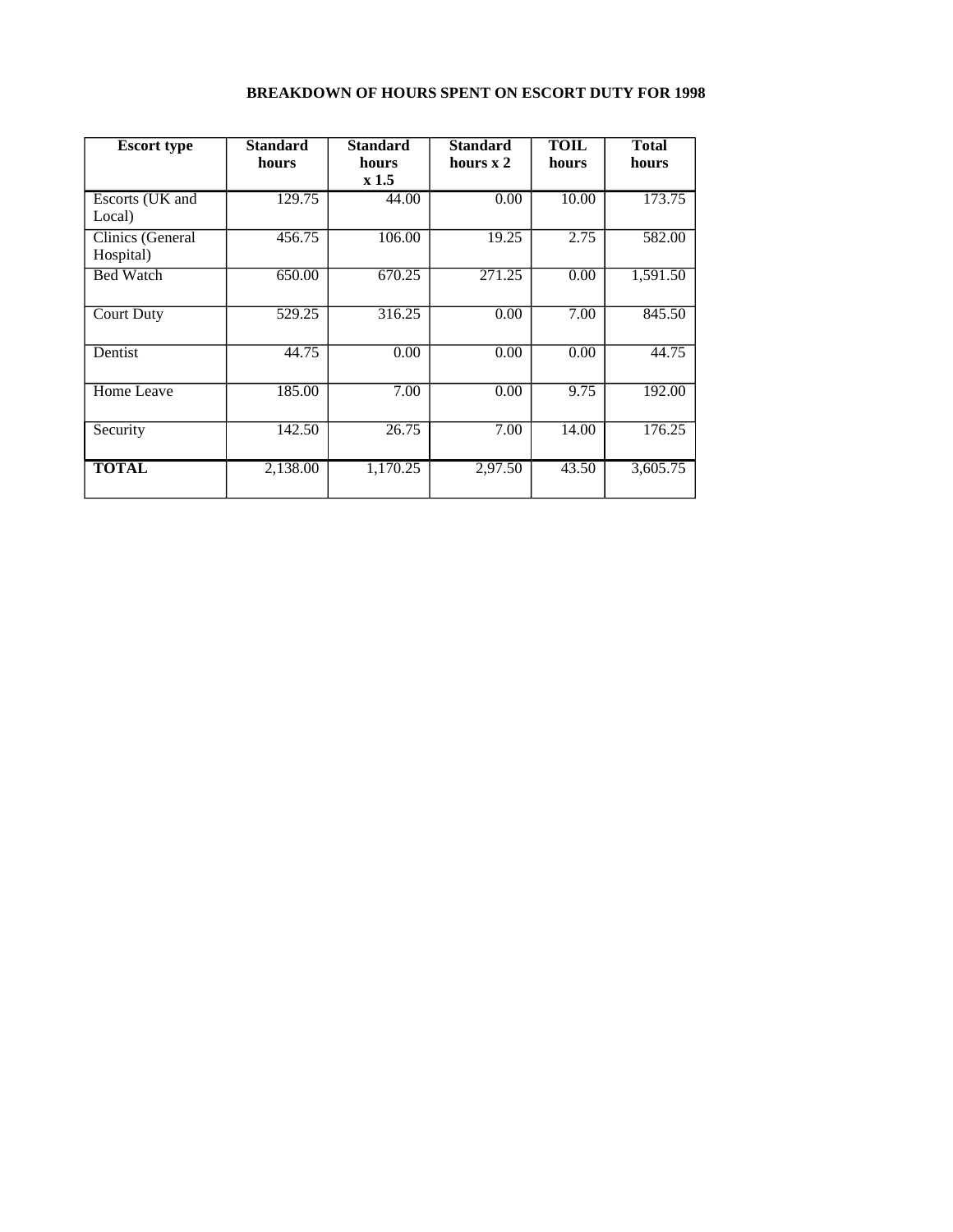**BREAKDOWN OF HOURS SPENT ON ESCORT DUTY FOR 1998**

| Escort type | Standard hours | Standard hours x 1.5 | Standard hours x 2 | TOIL hours | Total hours |
|---|---|---|---|---|---|
| Escorts (UK and Local) | 129.75 | 44.00 | 0.00 | 10.00 | 173.75 |
| Clinics (General Hospital) | 456.75 | 106.00 | 19.25 | 2.75 | 582.00 |
| Bed Watch | 650.00 | 670.25 | 271.25 | 0.00 | 1,591.50 |
| Court Duty | 529.25 | 316.25 | 0.00 | 7.00 | 845.50 |
| Dentist | 44.75 | 0.00 | 0.00 | 0.00 | 44.75 |
| Home Leave | 185.00 | 7.00 | 0.00 | 9.75 | 192.00 |
| Security | 142.50 | 26.75 | 7.00 | 14.00 | 176.25 |
| **TOTAL** | 2,138.00 | 1,170.25 | 2,97.50 | 43.50 | 3,605.75 |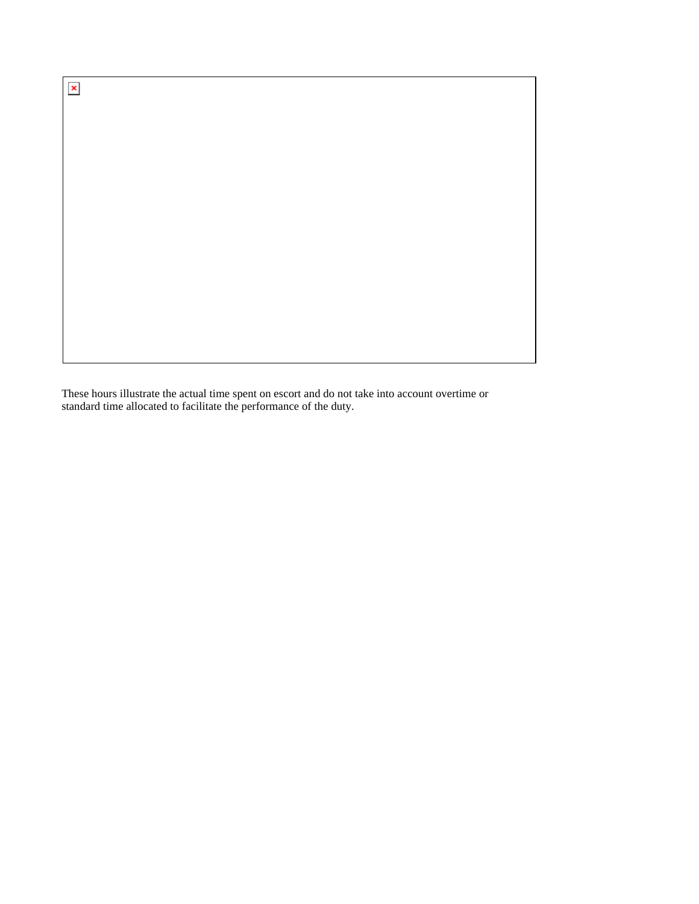These hours illustrate the actual time spent on escort and do not take into account overtime or standard time allocated to facilitate the performance of the duty.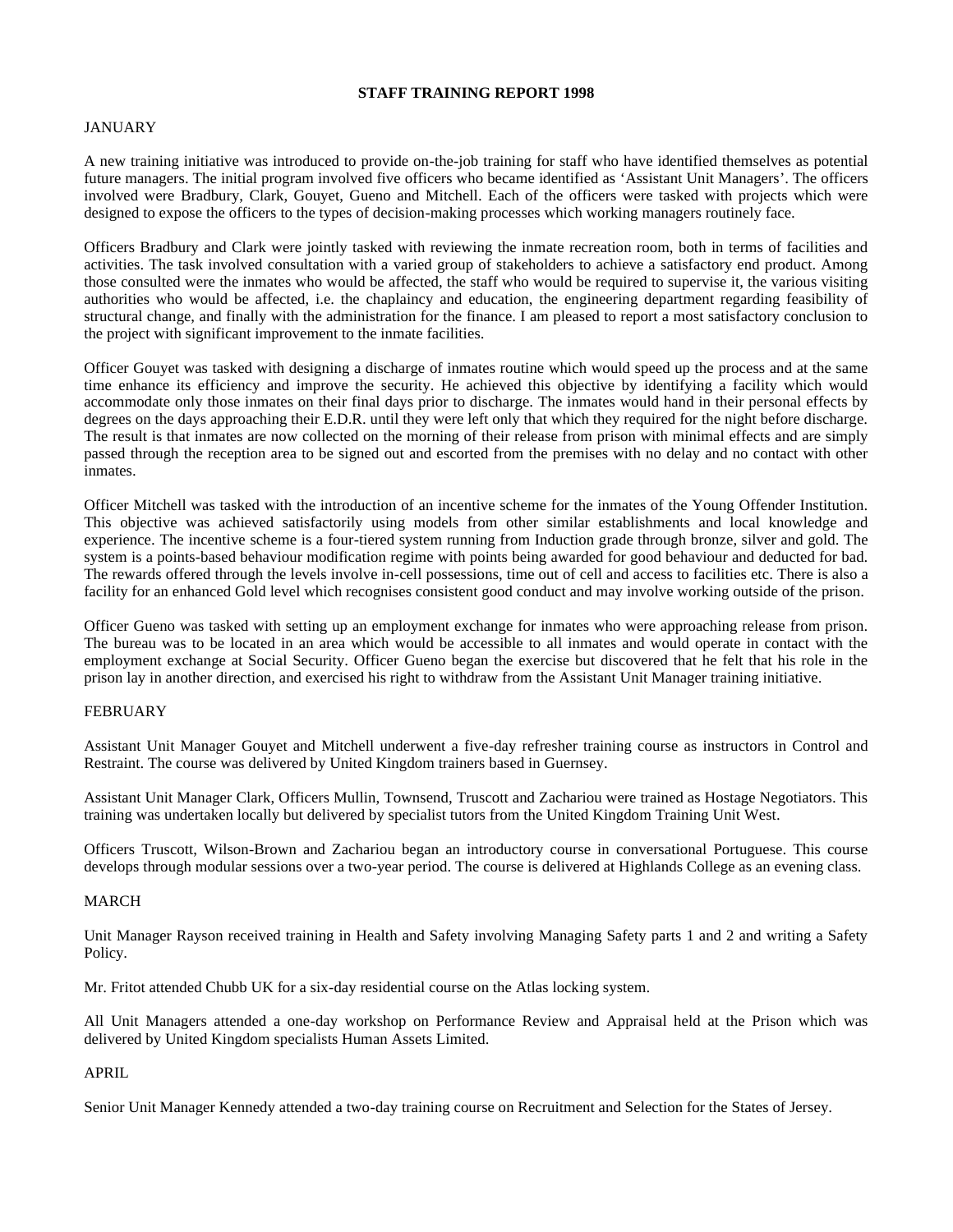# STAFF TRAINING REPORT 1998

## JANUARY

A new training initiative was introduced to provide on-the-job training for staff who have identified themselves as potential future managers. The initial program involved five officers who became identified as 'Assistant Unit Managers'. The officers involved were Bradbury, Clark, Gouyet, Gueno and Mitchell. Each of the officers were tasked with projects which were designed to expose the officers to the types of decision-making processes which working managers routinely face.

Officers Bradbury and Clark were jointly tasked with reviewing the inmate recreation room, both in terms of facilities and activities. The task involved consultation with a varied group of stakeholders to achieve a satisfactory end product. Among those consulted were the inmates who would be affected, the staff who would be required to supervise it, the various visiting authorities who would be affected, i.e. the chaplaincy and education, the engineering department regarding feasibility of structural change, and finally with the administration for the finance. I am pleased to report a most satisfactory conclusion to the project with significant improvement to the inmate facilities.

Officer Gouyet was tasked with designing a discharge of inmates routine which would speed up the process and at the same time enhance its efficiency and improve the security. He achieved this objective by identifying a facility which would accommodate only those inmates on their final days prior to discharge. The inmates would hand in their personal effects by degrees on the days approaching their E.D.R. until they were left only that which they required for the night before discharge. The result is that inmates are now collected on the morning of their release from prison with minimal effects and are simply passed through the reception area to be signed out and escorted from the premises with no delay and no contact with other inmates.

Officer Mitchell was tasked with the introduction of an incentive scheme for the inmates of the Young Offender Institution. This objective was achieved satisfactorily using models from other similar establishments and local knowledge and experience. The incentive scheme is a four-tiered system running from Induction grade through bronze, silver and gold. The system is a points-based behaviour modification regime with points being awarded for good behaviour and deducted for bad. The rewards offered through the levels involve in-cell possessions, time out of cell and access to facilities etc. There is also a facility for an enhanced Gold level which recognises consistent good conduct and may involve working outside of the prison.

Officer Gueno was tasked with setting up an employment exchange for inmates who were approaching release from prison. The bureau was to be located in an area which would be accessible to all inmates and would operate in contact with the employment exchange at Social Security. Officer Gueno began the exercise but discovered that he felt that his role in the prison lay in another direction, and exercised his right to withdraw from the Assistant Unit Manager training initiative.

## FEBRUARY

Assistant Unit Manager Gouyet and Mitchell underwent a five-day refresher training course as instructors in Control and Restraint. The course was delivered by United Kingdom trainers based in Guernsey.

Assistant Unit Manager Clark, Officers Mullin, Townsend, Truscott and Zachariou were trained as Hostage Negotiators. This training was undertaken locally but delivered by specialist tutors from the United Kingdom Training Unit West.

Officers Truscott, Wilson-Brown and Zachariou began an introductory course in conversational Portuguese. This course develops through modular sessions over a two-year period. The course is delivered at Highlands College as an evening class.

## MARCH

Unit Manager Rayson received training in Health and Safety involving Managing Safety parts 1 and 2 and writing a Safety Policy.

Mr. Fritot attended Chubb UK for a six-day residential course on the Atlas locking system.

All Unit Managers attended a one-day workshop on Performance Review and Appraisal held at the Prison which was delivered by United Kingdom specialists Human Assets Limited.

## APRIL

Senior Unit Manager Kennedy attended a two-day training course on Recruitment and Selection for the States of Jersey.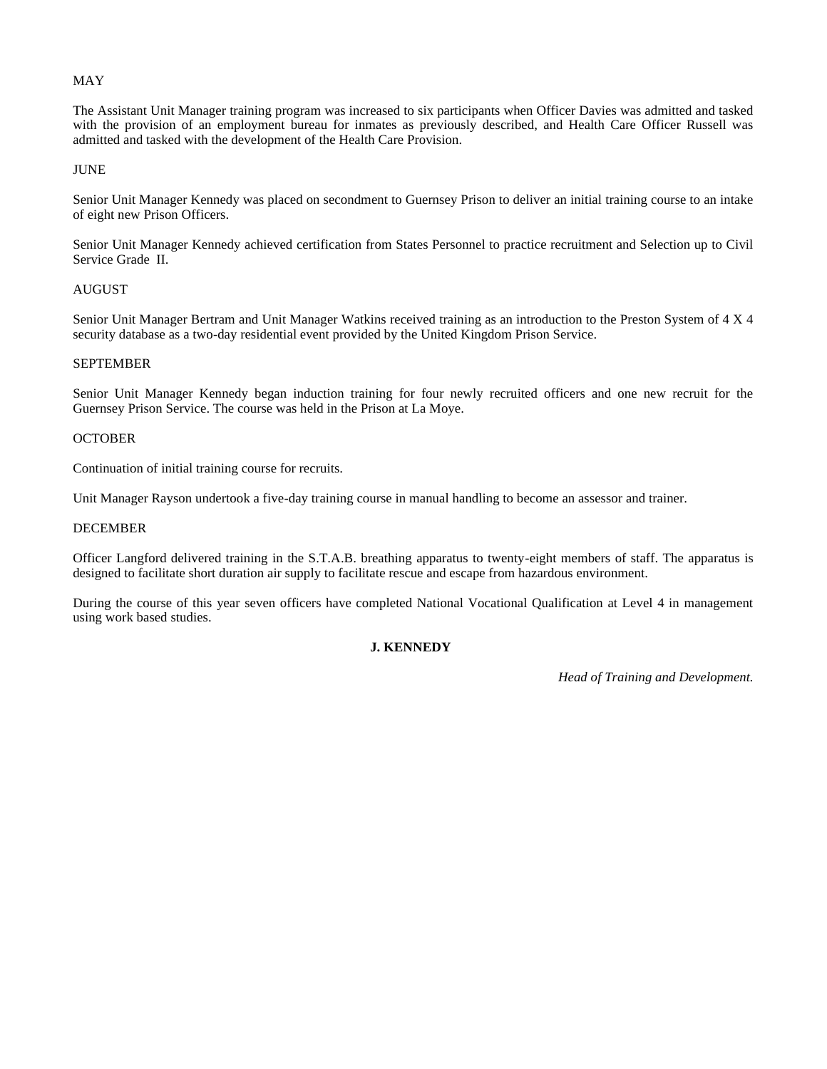MAY

The Assistant Unit Manager training program was increased to six participants when Officer Davies was admitted and tasked with the provision of an employment bureau for inmates as previously described, and Health Care Officer Russell was admitted and tasked with the development of the Health Care Provision.

JUNE

Senior Unit Manager Kennedy was placed on secondment to Guernsey Prison to deliver an initial training course to an intake of eight new Prison Officers.

Senior Unit Manager Kennedy achieved certification from States Personnel to practice recruitment and Selection up to Civil Service Grade II.

AUGUST

Senior Unit Manager Bertram and Unit Manager Watkins received training as an introduction to the Preston System of 4 X 4 security database as a two-day residential event provided by the United Kingdom Prison Service.

SEPTEMBER

Senior Unit Manager Kennedy began induction training for four newly recruited officers and one new recruit for the Guernsey Prison Service. The course was held in the Prison at La Moye.

OCTOBER

Continuation of initial training course for recruits.

Unit Manager Rayson undertook a five-day training course in manual handling to become an assessor and trainer.

DECEMBER

Officer Langford delivered training in the S.T.A.B. breathing apparatus to twenty-eight members of staff. The apparatus is designed to facilitate short duration air supply to facilitate rescue and escape from hazardous environment.

During the course of this year seven officers have completed National Vocational Qualification at Level 4 in management using work based studies.

**J. KENNEDY**

*Head of Training and Development.*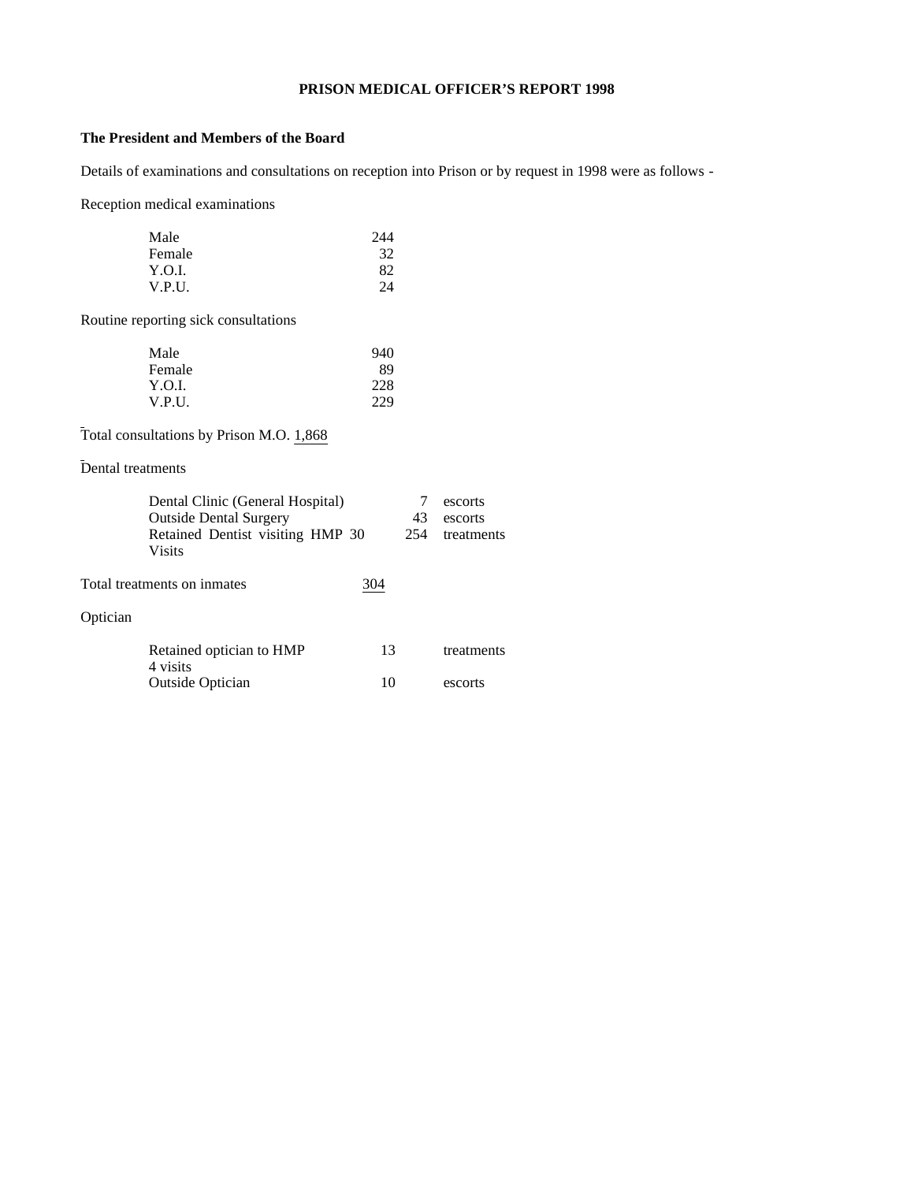# PRISON MEDICAL OFFICER'S REPORT 1998

**The President and Members of the Board**

Details of examinations and consultations on reception into Prison or by request in 1998 were as follows -

Reception medical examinations

| | |
|---|---|
| Male | 244 |
| Female | 32 |
| Y.O.I. | 82 |
| V.P.U. | 24 |

Routine reporting sick consultations

| | |
|---|---|
| Male | 940 |
| Female | 89 |
| Y.O.I. | 228 |
| V.P.U. | 229 |

Total consultations by Prison M.O. 1,868

Dental treatments

| | | |
|---|---|---|
| Dental Clinic (General Hospital) | 7 | escorts |
| Outside Dental Surgery | 43 | escorts |
| Retained Dentist visiting HMP 30 Visits | 254 | treatments |

Total treatments on inmates 304

Optician

| | | |
|---|---|---|
| Retained optician to HMP 4 visits | 13 | treatments |
| Outside Optician | 10 | escorts |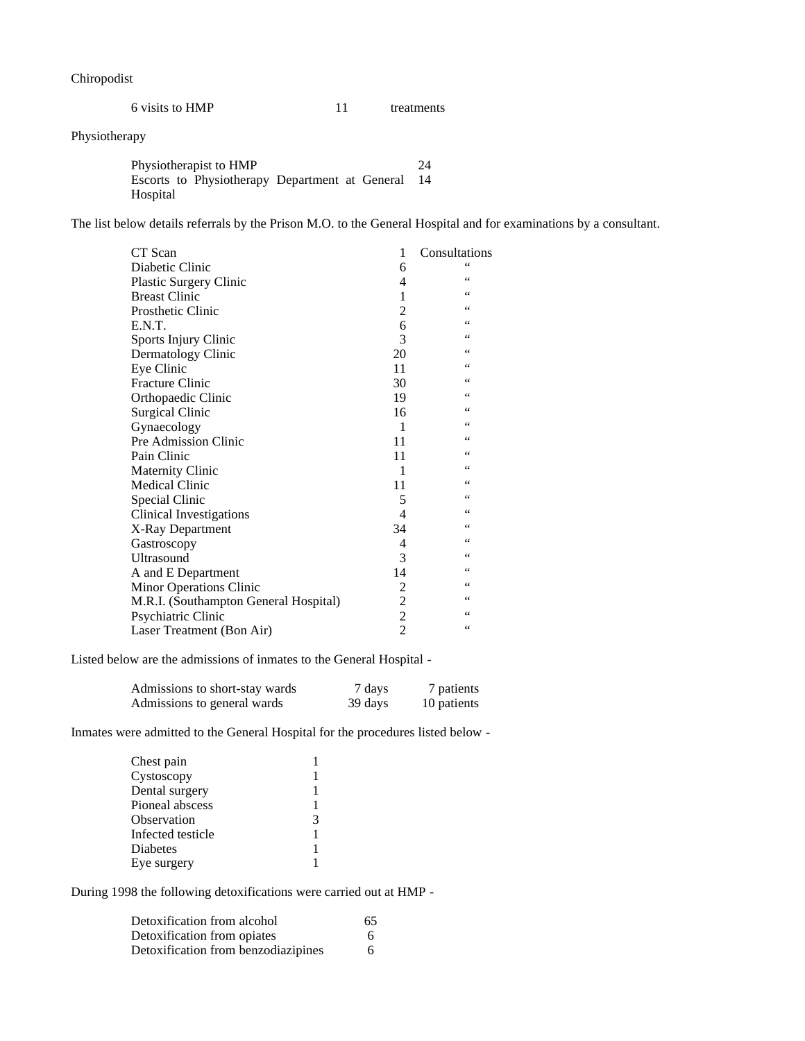Chiropodist

| | | |
|---|---|---|
| 6 visits to HMP | 11 | treatments |

Physiotherapy

| | |
|---|---|
| Physiotherapist to HMP | 24 |
| Escorts to Physiotherapy Department at General Hospital | 14 |

The list below details referrals by the Prison M.O. to the General Hospital and for examinations by a consultant.

| | | |
|---|---|---|
| CT Scan | 1 | Consultations |
| Diabetic Clinic | 6 | " |
| Plastic Surgery Clinic | 4 | " |
| Breast Clinic | 1 | " |
| Prosthetic Clinic | 2 | " |
| E.N.T. | 6 | " |
| Sports Injury Clinic | 3 | " |
| Dermatology Clinic | 20 | " |
| Eye Clinic | 11 | " |
| Fracture Clinic | 30 | " |
| Orthopaedic Clinic | 19 | " |
| Surgical Clinic | 16 | " |
| Gynaecology | 1 | " |
| Pre Admission Clinic | 11 | " |
| Pain Clinic | 11 | " |
| Maternity Clinic | 1 | " |
| Medical Clinic | 11 | " |
| Special Clinic | 5 | " |
| Clinical Investigations | 4 | " |
| X-Ray Department | 34 | " |
| Gastroscopy | 4 | " |
| Ultrasound | 3 | " |
| A and E Department | 14 | " |
| Minor Operations Clinic | 2 | " |
| M.R.I. (Southampton General Hospital) | 2 | " |
| Psychiatric Clinic | 2 | " |
| Laser Treatment (Bon Air) | 2 | " |

Listed below are the admissions of inmates to the General Hospital -

| | | |
|---|---|---|
| Admissions to short-stay wards | 7 days | 7 patients |
| Admissions to general wards | 39 days | 10 patients |

Inmates were admitted to the General Hospital for the procedures listed below -

| | |
|---|---|
| Chest pain | 1 |
| Cystoscopy | 1 |
| Dental surgery | 1 |
| Pioneal abscess | 1 |
| Observation | 3 |
| Infected testicle | 1 |
| Diabetes | 1 |
| Eye surgery | 1 |

During 1998 the following detoxifications were carried out at HMP -

| | |
|---|---|
| Detoxification from alcohol | 65 |
| Detoxification from opiates | 6 |
| Detoxification from benzodiazipines | 6 |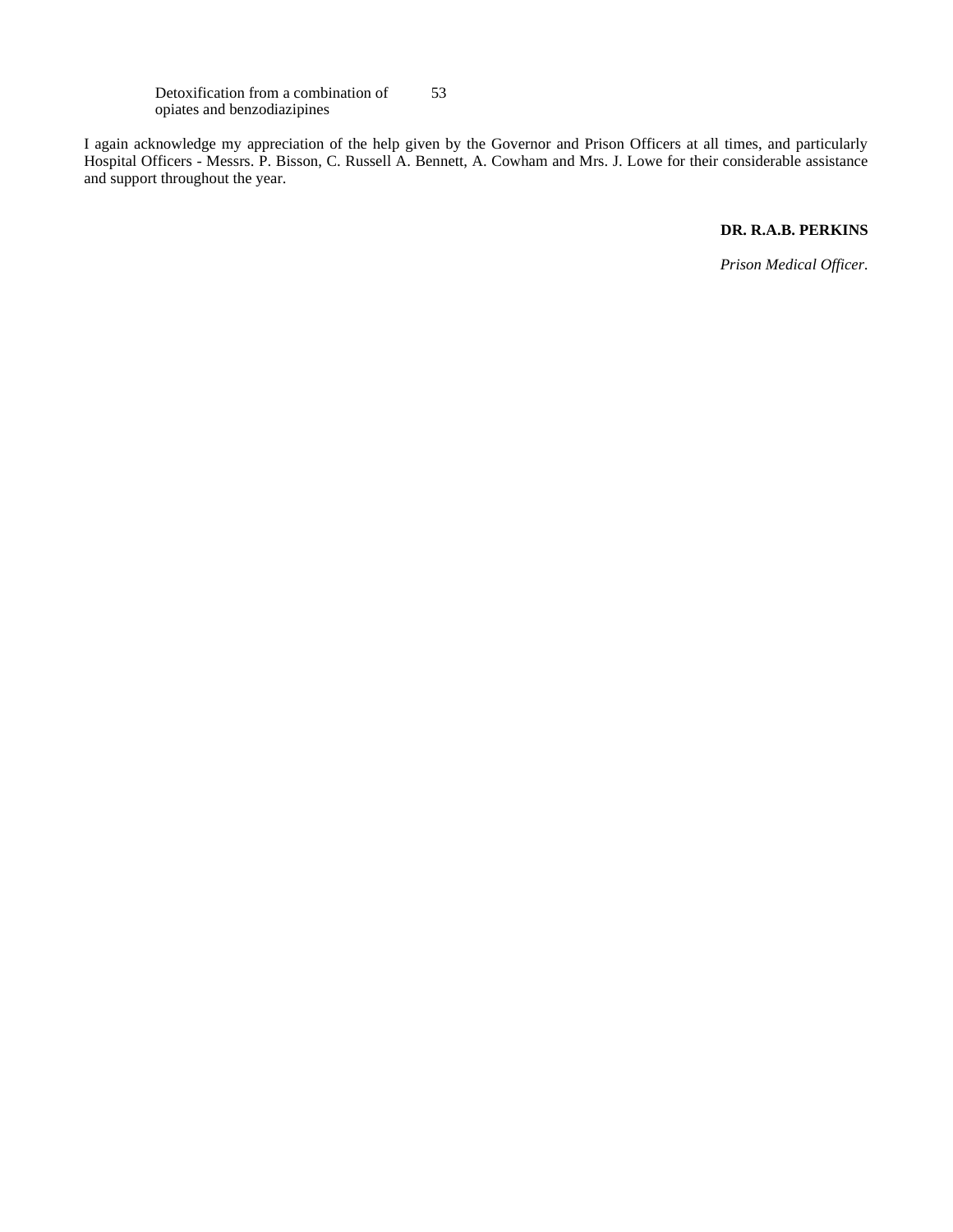| | |
|---|---|
| Detoxification from a combination of opiates and benzodiazipines | 53 |

I again acknowledge my appreciation of the help given by the Governor and Prison Officers at all times, and particularly Hospital Officers - Messrs. P. Bisson, C. Russell A. Bennett, A. Cowham and Mrs. J. Lowe for their considerable assistance and support throughout the year.

**DR. R.A.B. PERKINS**

*Prison Medical Officer.*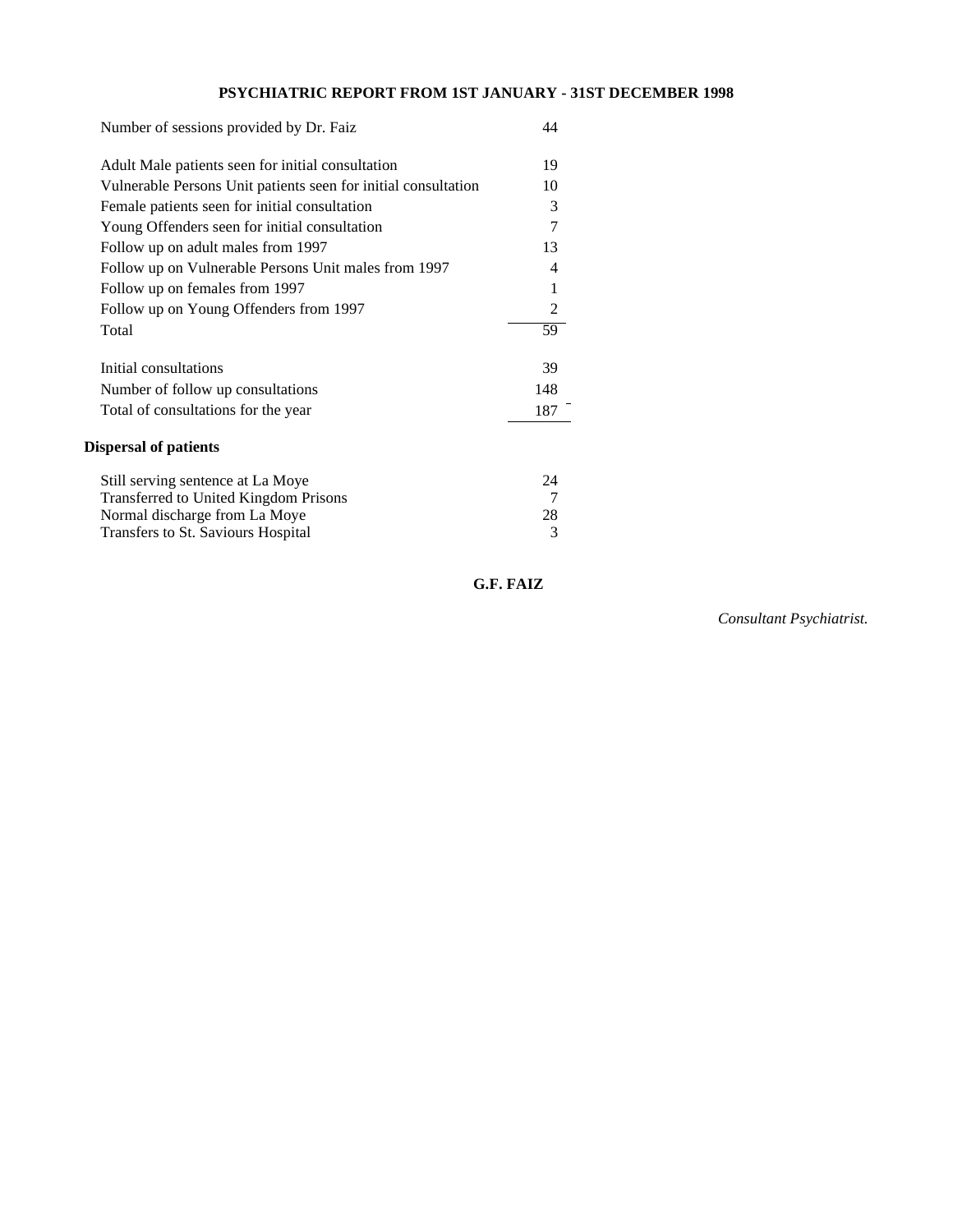**PSYCHIATRIC REPORT FROM 1ST JANUARY - 31ST DECEMBER 1998**

| | |
|---|---|
| Number of sessions provided by Dr. Faiz | 44 |
| | |
| Adult Male patients seen for initial consultation | 19 |
| Vulnerable Persons Unit patients seen for initial consultation | 10 |
| Female patients seen for initial consultation | 3 |
| Young Offenders seen for initial consultation | 7 |
| Follow up on adult males from 1997 | 13 |
| Follow up on Vulnerable Persons Unit males from 1997 | 4 |
| Follow up on females from 1997 | 1 |
| Follow up on Young Offenders from 1997 | 2 |
| Total | 59 |
| | |
| Initial consultations | 39 |
| Number of follow up consultations | 148 |
| Total of consultations for the year | 187 |

### Dispersal of patients

| | |
|---|---|
| Still serving sentence at La Moye | 24 |
| Transferred to United Kingdom Prisons | 7 |
| Normal discharge from La Moye | 28 |
| Transfers to St. Saviours Hospital | 3 |

**G.F. FAIZ**

*Consultant Psychiatrist.*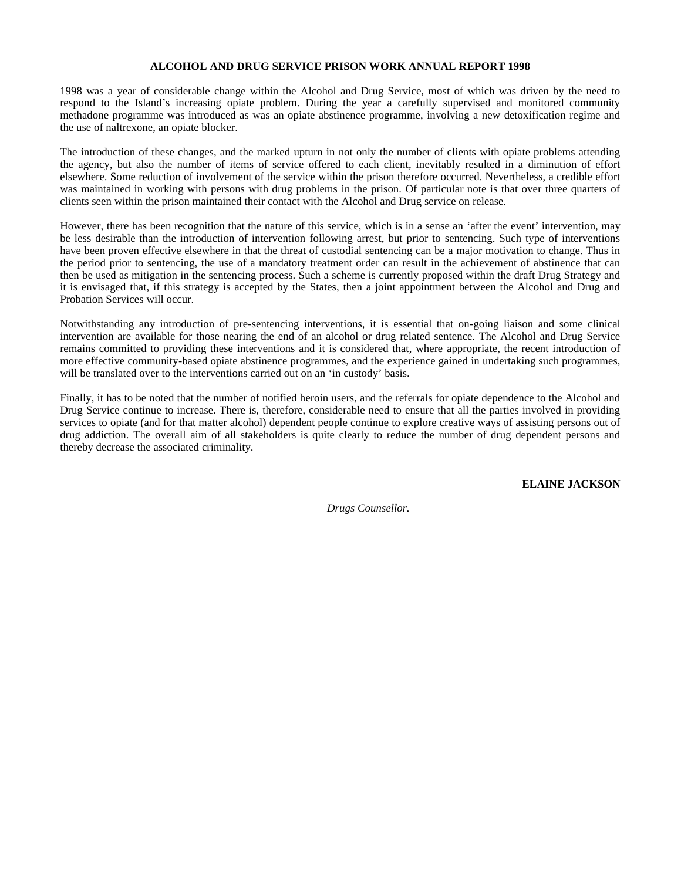## ALCOHOL AND DRUG SERVICE PRISON WORK ANNUAL REPORT 1998

1998 was a year of considerable change within the Alcohol and Drug Service, most of which was driven by the need to respond to the Island's increasing opiate problem. During the year a carefully supervised and monitored community methadone programme was introduced as was an opiate abstinence programme, involving a new detoxification regime and the use of naltrexone, an opiate blocker.

The introduction of these changes, and the marked upturn in not only the number of clients with opiate problems attending the agency, but also the number of items of service offered to each client, inevitably resulted in a diminution of effort elsewhere. Some reduction of involvement of the service within the prison therefore occurred. Nevertheless, a credible effort was maintained in working with persons with drug problems in the prison. Of particular note is that over three quarters of clients seen within the prison maintained their contact with the Alcohol and Drug service on release.

However, there has been recognition that the nature of this service, which is in a sense an 'after the event' intervention, may be less desirable than the introduction of intervention following arrest, but prior to sentencing. Such type of interventions have been proven effective elsewhere in that the threat of custodial sentencing can be a major motivation to change. Thus in the period prior to sentencing, the use of a mandatory treatment order can result in the achievement of abstinence that can then be used as mitigation in the sentencing process. Such a scheme is currently proposed within the draft Drug Strategy and it is envisaged that, if this strategy is accepted by the States, then a joint appointment between the Alcohol and Drug and Probation Services will occur.

Notwithstanding any introduction of pre-sentencing interventions, it is essential that on-going liaison and some clinical intervention are available for those nearing the end of an alcohol or drug related sentence. The Alcohol and Drug Service remains committed to providing these interventions and it is considered that, where appropriate, the recent introduction of more effective community-based opiate abstinence programmes, and the experience gained in undertaking such programmes, will be translated over to the interventions carried out on an 'in custody' basis.

Finally, it has to be noted that the number of notified heroin users, and the referrals for opiate dependence to the Alcohol and Drug Service continue to increase. There is, therefore, considerable need to ensure that all the parties involved in providing services to opiate (and for that matter alcohol) dependent people continue to explore creative ways of assisting persons out of drug addiction. The overall aim of all stakeholders is quite clearly to reduce the number of drug dependent persons and thereby decrease the associated criminality.

**ELAINE JACKSON**

*Drugs Counsellor.*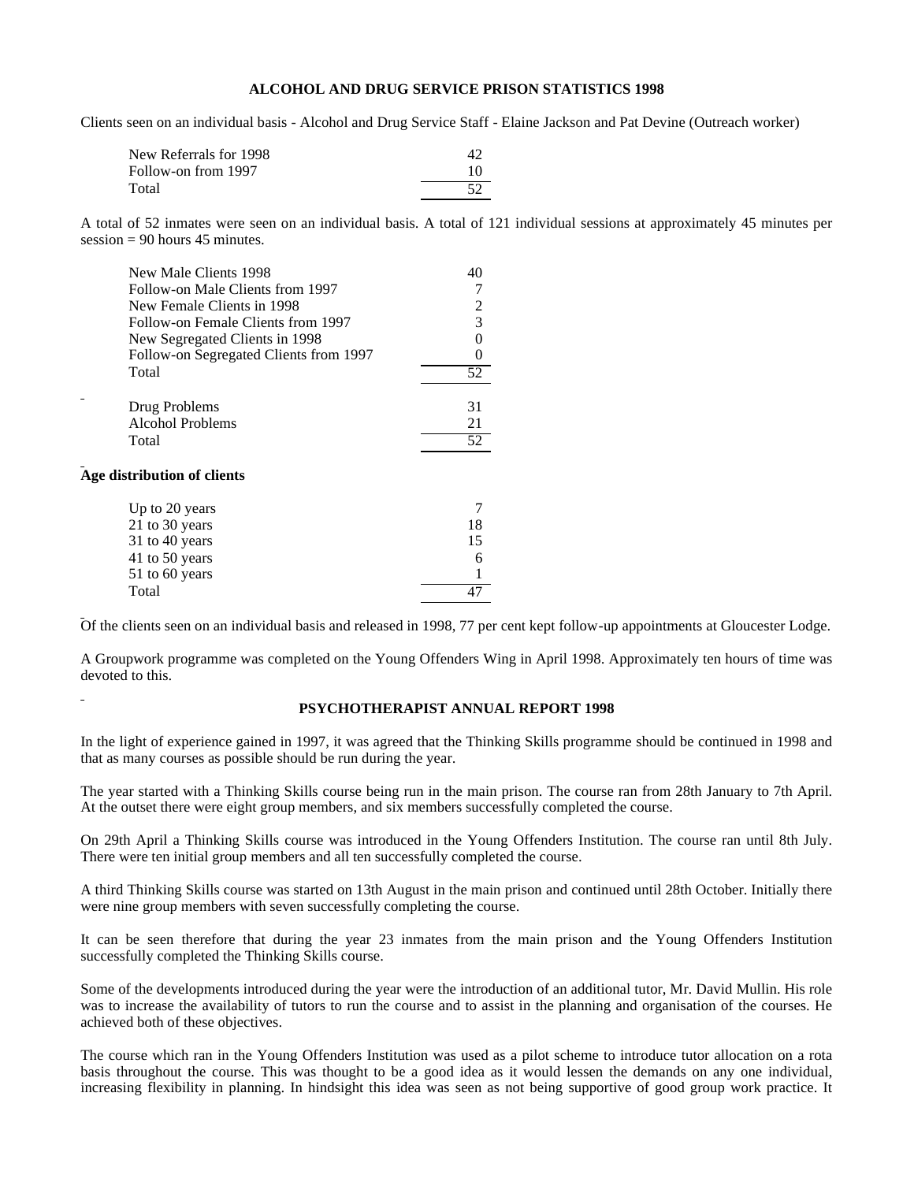## ALCOHOL AND DRUG SERVICE PRISON STATISTICS 1998

Clients seen on an individual basis - Alcohol and Drug Service Staff - Elaine Jackson and Pat Devine (Outreach worker)

| | |
|---|---|
| New Referrals for 1998 | 42 |
| Follow-on from 1997 | 10 |
| Total | 52 |

A total of 52 inmates were seen on an individual basis. A total of 121 individual sessions at approximately 45 minutes per session = 90 hours 45 minutes.

| | |
|---|---|
| New Male Clients 1998 | 40 |
| Follow-on Male Clients from 1997 | 7 |
| New Female Clients in 1998 | 2 |
| Follow-on Female Clients from 1997 | 3 |
| New Segregated Clients in 1998 | 0 |
| Follow-on Segregated Clients from 1997 | 0 |
| Total | 52 |

| | |
|---|---|
| Drug Problems | 31 |
| Alcohol Problems | 21 |
| Total | 52 |

**Age distribution of clients**

| | |
|---|---|
| Up to 20 years | 7 |
| 21 to 30 years | 18 |
| 31 to 40 years | 15 |
| 41 to 50 years | 6 |
| 51 to 60 years | 1 |
| Total | 47 |

Of the clients seen on an individual basis and released in 1998, 77 per cent kept follow-up appointments at Gloucester Lodge.

A Groupwork programme was completed on the Young Offenders Wing in April 1998. Approximately ten hours of time was devoted to this.

## PSYCHOTHERAPIST ANNUAL REPORT 1998

In the light of experience gained in 1997, it was agreed that the Thinking Skills programme should be continued in 1998 and that as many courses as possible should be run during the year.

The year started with a Thinking Skills course being run in the main prison. The course ran from 28th January to 7th April. At the outset there were eight group members, and six members successfully completed the course.

On 29th April a Thinking Skills course was introduced in the Young Offenders Institution. The course ran until 8th July. There were ten initial group members and all ten successfully completed the course.

A third Thinking Skills course was started on 13th August in the main prison and continued until 28th October. Initially there were nine group members with seven successfully completing the course.

It can be seen therefore that during the year 23 inmates from the main prison and the Young Offenders Institution successfully completed the Thinking Skills course.

Some of the developments introduced during the year were the introduction of an additional tutor, Mr. David Mullin. His role was to increase the availability of tutors to run the course and to assist in the planning and organisation of the courses. He achieved both of these objectives.

The course which ran in the Young Offenders Institution was used as a pilot scheme to introduce tutor allocation on a rota basis throughout the course. This was thought to be a good idea as it would lessen the demands on any one individual, increasing flexibility in planning. In hindsight this idea was seen as not being supportive of good group work practice. It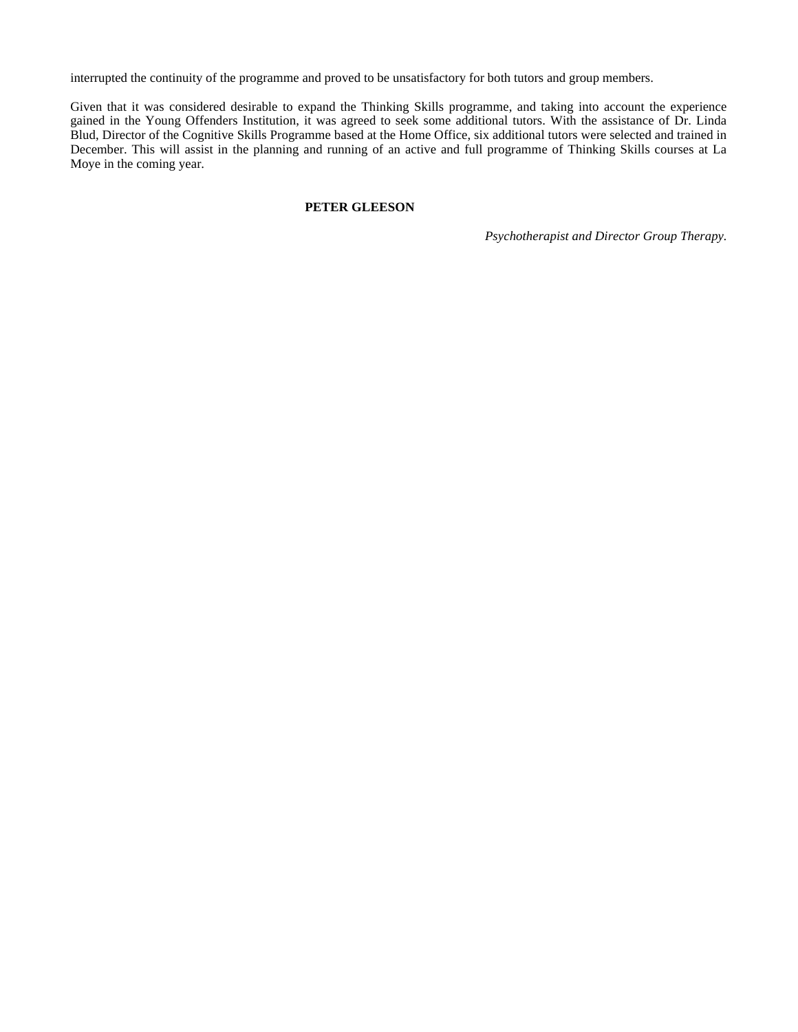interrupted the continuity of the programme and proved to be unsatisfactory for both tutors and group members.

Given that it was considered desirable to expand the Thinking Skills programme, and taking into account the experience gained in the Young Offenders Institution, it was agreed to seek some additional tutors. With the assistance of Dr. Linda Blud, Director of the Cognitive Skills Programme based at the Home Office, six additional tutors were selected and trained in December. This will assist in the planning and running of an active and full programme of Thinking Skills courses at La Moye in the coming year.

**PETER GLEESON**

*Psychotherapist and Director Group Therapy.*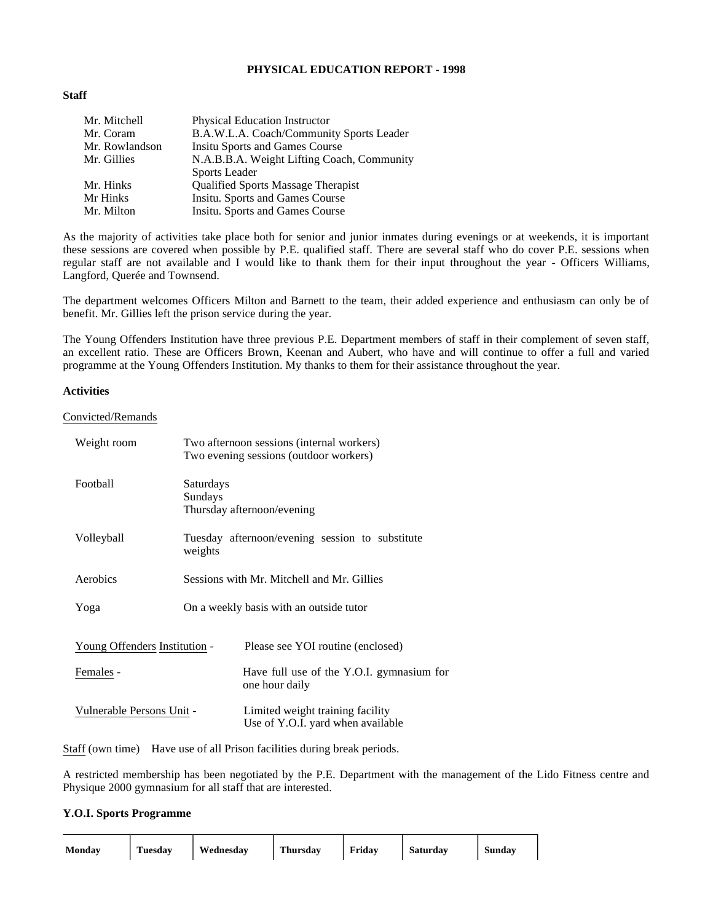**PHYSICAL EDUCATION REPORT - 1998**

**Staff**

| | |
|---|---|
| Mr. Mitchell | Physical Education Instructor |
| Mr. Coram | B.A.W.L.A. Coach/Community Sports Leader |
| Mr. Rowlandson | Insitu Sports and Games Course |
| Mr. Gillies | N.A.B.B.A. Weight Lifting Coach, Community Sports Leader |
| Mr. Hinks | Qualified Sports Massage Therapist |
| Mr Hinks | Insitu. Sports and Games Course |
| Mr. Milton | Insitu. Sports and Games Course |

As the majority of activities take place both for senior and junior inmates during evenings or at weekends, it is important these sessions are covered when possible by P.E. qualified staff. There are several staff who do cover P.E. sessions when regular staff are not available and I would like to thank them for their input throughout the year - Officers Williams, Langford, Querée and Townsend.

The department welcomes Officers Milton and Barnett to the team, their added experience and enthusiasm can only be of benefit. Mr. Gillies left the prison service during the year.

The Young Offenders Institution have three previous P.E. Department members of staff in their complement of seven staff, an excellent ratio. These are Officers Brown, Keenan and Aubert, who have and will continue to offer a full and varied programme at the Young Offenders Institution. My thanks to them for their assistance throughout the year.

**Activities**

Convicted/Remands

| | |
|---|---|
| Weight room | Two afternoon sessions (internal workers)<br>Two evening sessions (outdoor workers) |
| Football | Saturdays<br>Sundays<br>Thursday afternoon/evening |
| Volleyball | Tuesday afternoon/evening session to substitute weights |
| Aerobics | Sessions with Mr. Mitchell and Mr. Gillies |
| Yoga | On a weekly basis with an outside tutor |

| | |
|---|---|
| Young Offenders Institution - | Please see YOI routine (enclosed) |
| Females - | Have full use of the Y.O.I. gymnasium for one hour daily |
| Vulnerable Persons Unit - | Limited weight training facility<br>Use of Y.O.I. yard when available |

Staff (own time) Have use of all Prison facilities during break periods.

A restricted membership has been negotiated by the P.E. Department with the management of the Lido Fitness centre and Physique 2000 gymnasium for all staff that are interested.

**Y.O.I. Sports Programme**

| Monday | Tuesday | Wednesday | Thursday | Friday | Saturday | Sunday |
|---|---|---|---|---|---|---|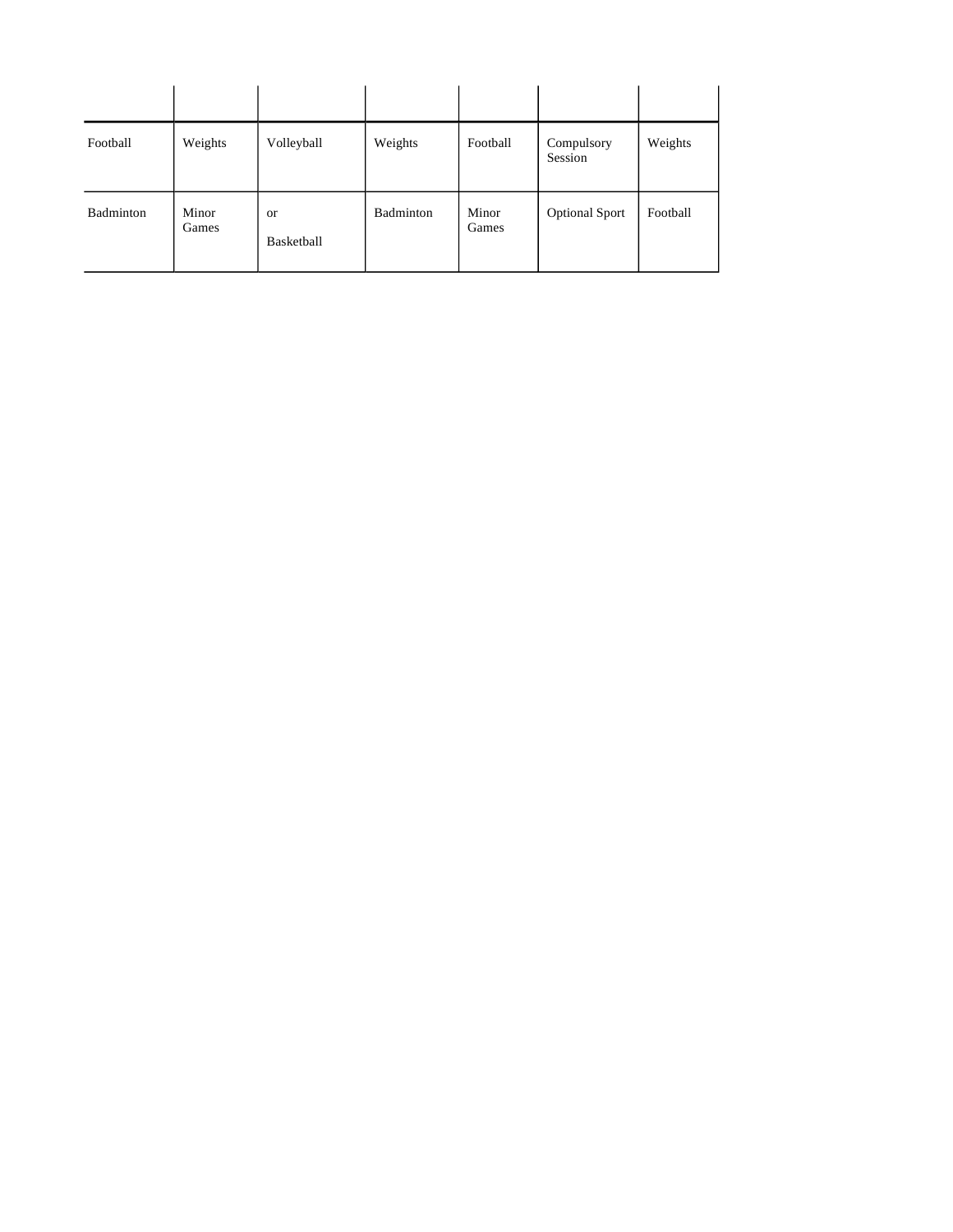| | | | | | | |
|---|---|---|---|---|---|---|
| Football | Weights | Volleyball | Weights | Football | Compulsory Session | Weights |
| Badminton | Minor Games | or<br>Basketball | Badminton | Minor Games | Optional Sport | Football |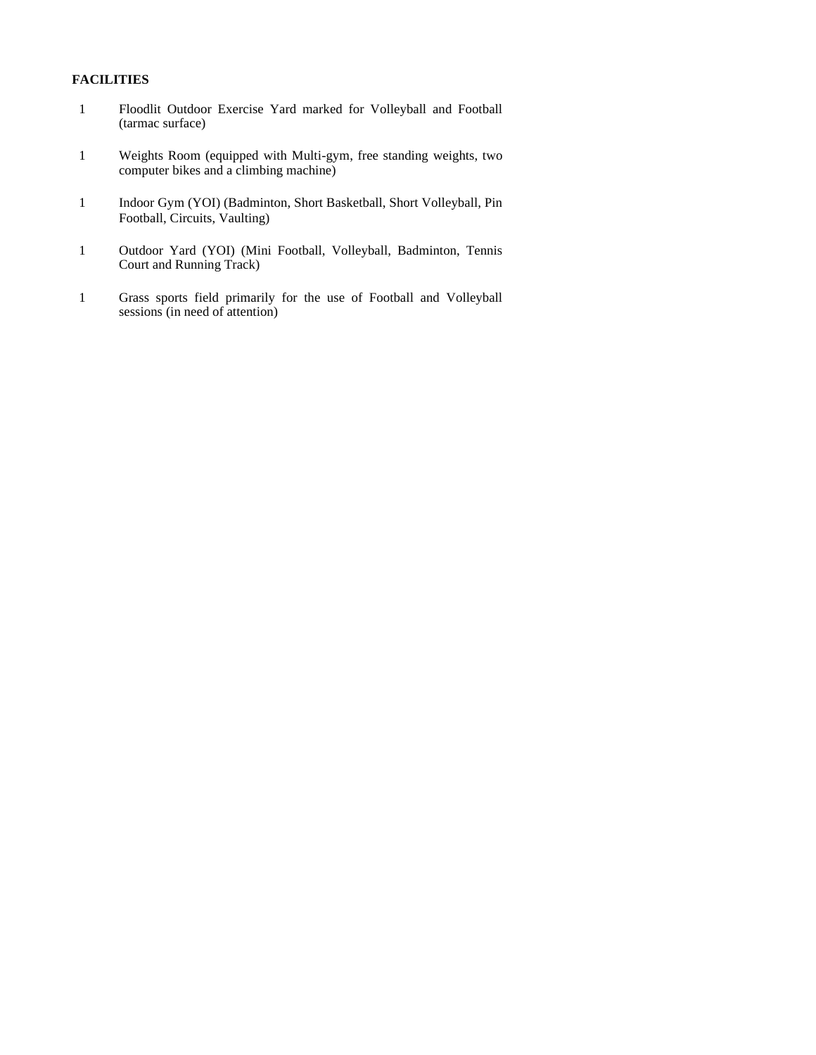**FACILITIES**

| | |
|---|---|
| 1 | Floodlit Outdoor Exercise Yard marked for Volleyball and Football (tarmac surface) |
| 1 | Weights Room (equipped with Multi-gym, free standing weights, two computer bikes and a climbing machine) |
| 1 | Indoor Gym (YOI) (Badminton, Short Basketball, Short Volleyball, Pin Football, Circuits, Vaulting) |
| 1 | Outdoor Yard (YOI) (Mini Football, Volleyball, Badminton, Tennis Court and Running Track) |
| 1 | Grass sports field primarily for the use of Football and Volleyball sessions (in need of attention) |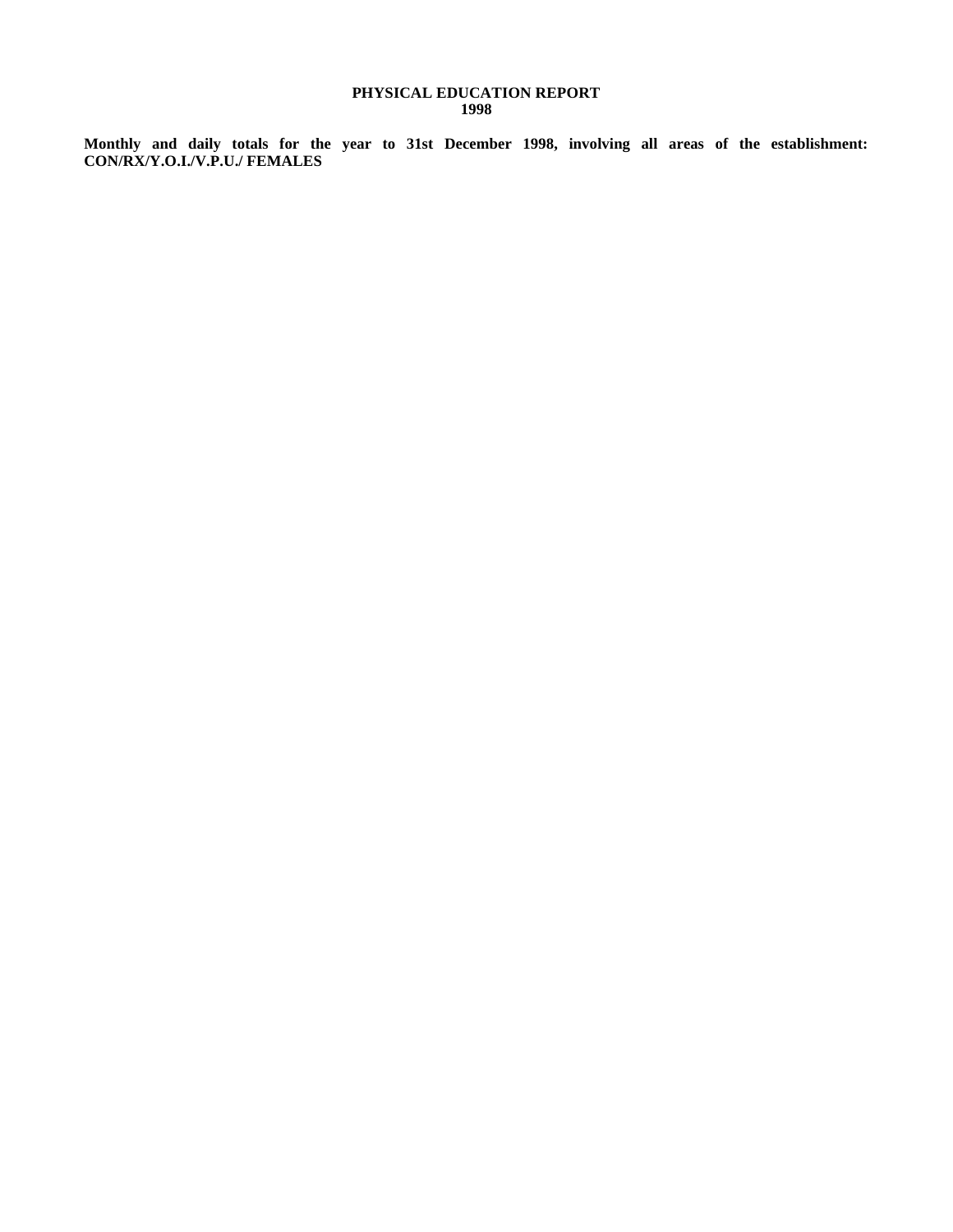**PHYSICAL EDUCATION REPORT**
**1998**

**Monthly and daily totals for the year to 31st December 1998, involving all areas of the establishment: CON/RX/Y.O.I./V.P.U./ FEMALES**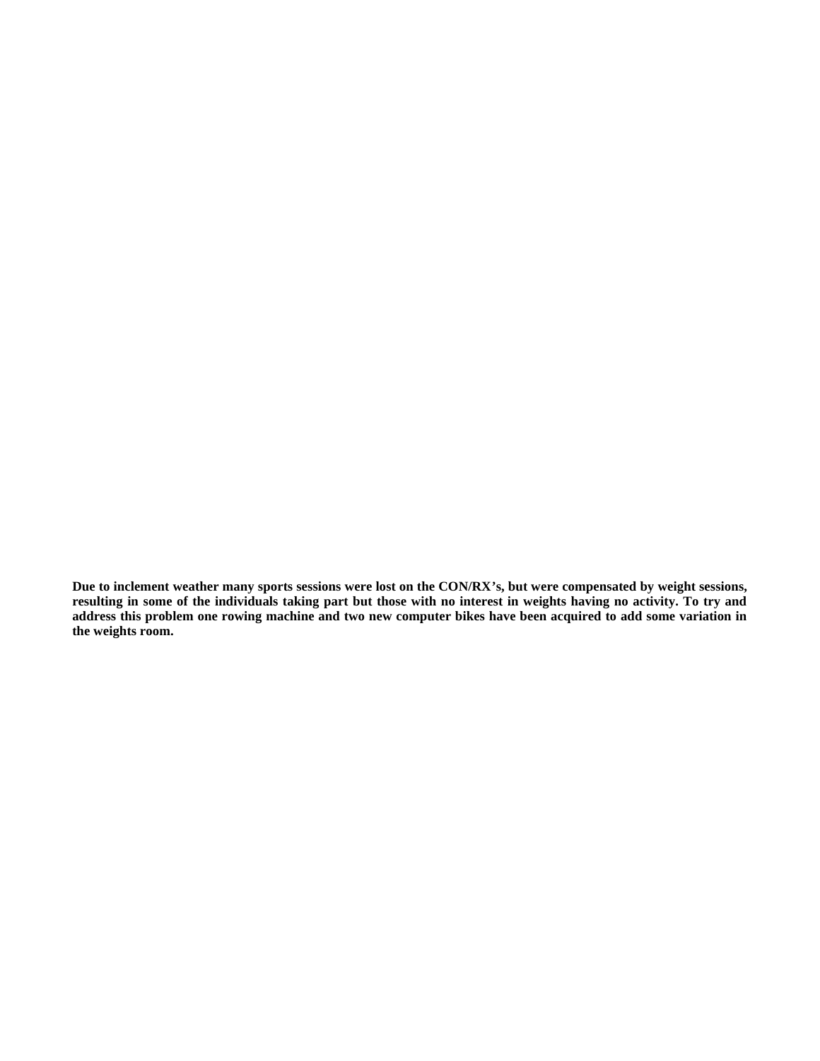**Due to inclement weather many sports sessions were lost on the CON/RX's, but were compensated by weight sessions, resulting in some of the individuals taking part but those with no interest in weights having no activity. To try and address this problem one rowing machine and two new computer bikes have been acquired to add some variation in the weights room.**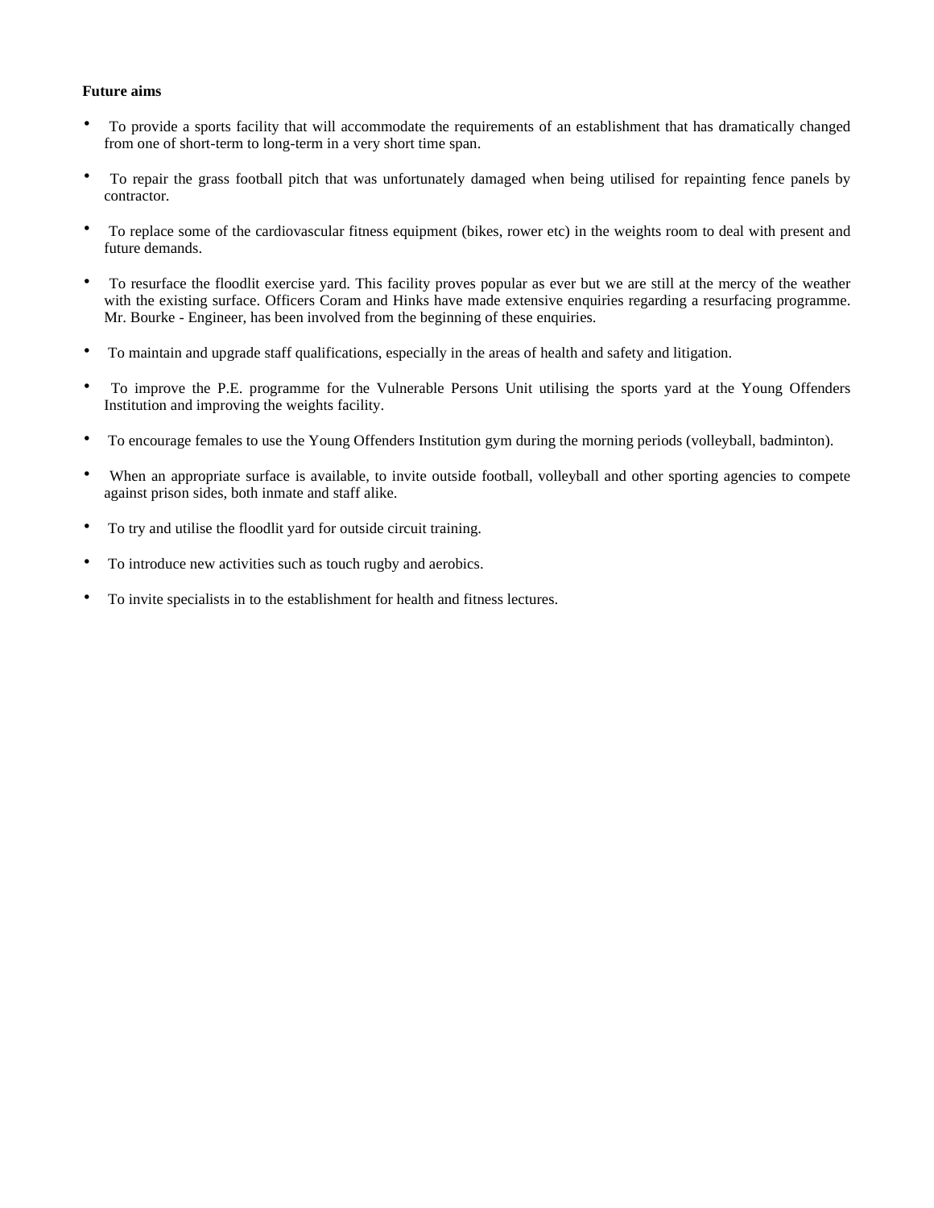**Future aims**

- To provide a sports facility that will accommodate the requirements of an establishment that has dramatically changed from one of short-term to long-term in a very short time span.

- To repair the grass football pitch that was unfortunately damaged when being utilised for repainting fence panels by contractor.

- To replace some of the cardiovascular fitness equipment (bikes, rower etc) in the weights room to deal with present and future demands.

- To resurface the floodlit exercise yard. This facility proves popular as ever but we are still at the mercy of the weather with the existing surface. Officers Coram and Hinks have made extensive enquiries regarding a resurfacing programme. Mr. Bourke - Engineer, has been involved from the beginning of these enquiries.

- To maintain and upgrade staff qualifications, especially in the areas of health and safety and litigation.

- To improve the P.E. programme for the Vulnerable Persons Unit utilising the sports yard at the Young Offenders Institution and improving the weights facility.

- To encourage females to use the Young Offenders Institution gym during the morning periods (volleyball, badminton).

- When an appropriate surface is available, to invite outside football, volleyball and other sporting agencies to compete against prison sides, both inmate and staff alike.

- To try and utilise the floodlit yard for outside circuit training.

- To introduce new activities such as touch rugby and aerobics.

- To invite specialists in to the establishment for health and fitness lectures.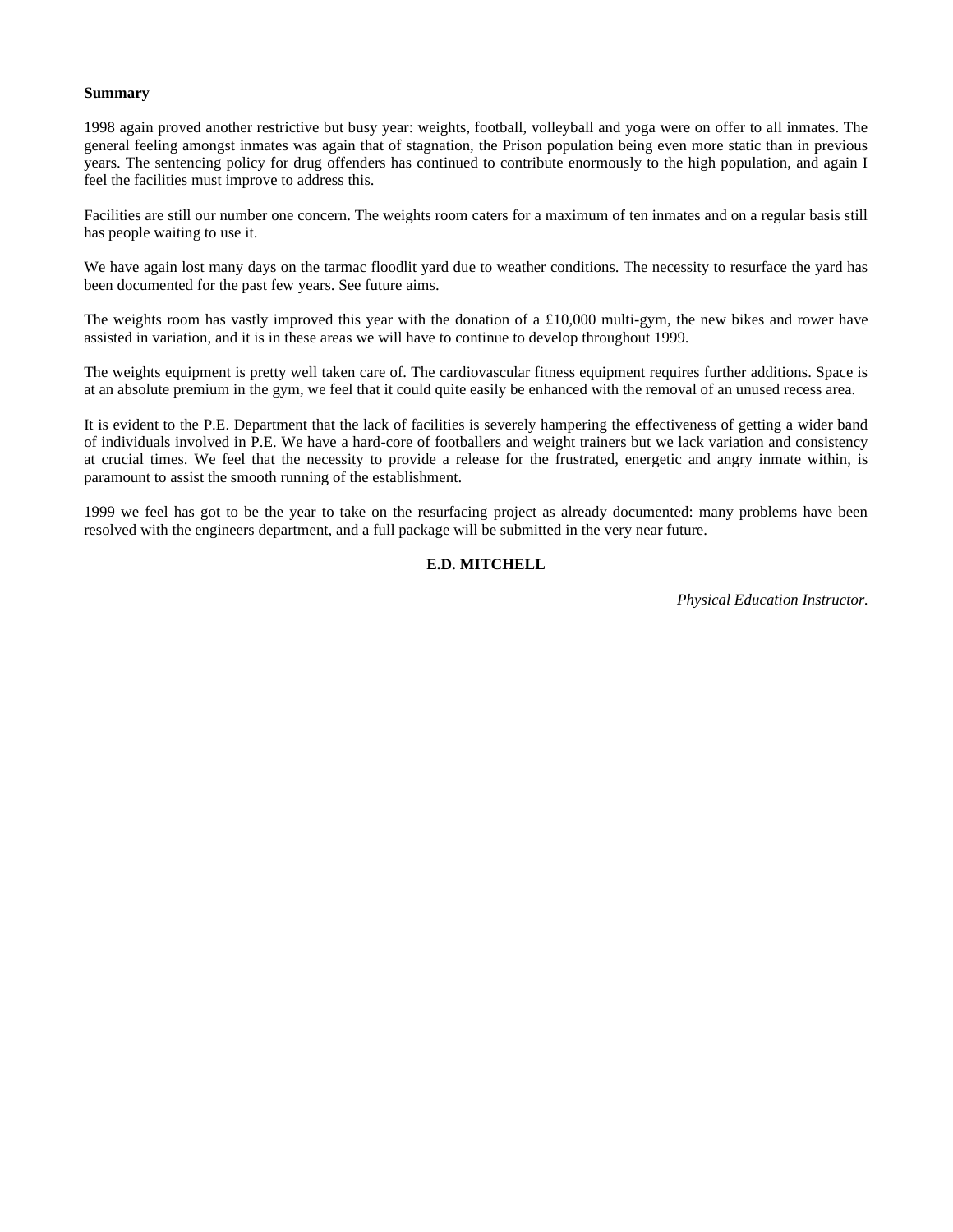**Summary**

1998 again proved another restrictive but busy year: weights, football, volleyball and yoga were on offer to all inmates. The general feeling amongst inmates was again that of stagnation, the Prison population being even more static than in previous years. The sentencing policy for drug offenders has continued to contribute enormously to the high population, and again I feel the facilities must improve to address this.

Facilities are still our number one concern. The weights room caters for a maximum of ten inmates and on a regular basis still has people waiting to use it.

We have again lost many days on the tarmac floodlit yard due to weather conditions. The necessity to resurface the yard has been documented for the past few years. See future aims.

The weights room has vastly improved this year with the donation of a £10,000 multi-gym, the new bikes and rower have assisted in variation, and it is in these areas we will have to continue to develop throughout 1999.

The weights equipment is pretty well taken care of. The cardiovascular fitness equipment requires further additions. Space is at an absolute premium in the gym, we feel that it could quite easily be enhanced with the removal of an unused recess area.

It is evident to the P.E. Department that the lack of facilities is severely hampering the effectiveness of getting a wider band of individuals involved in P.E. We have a hard-core of footballers and weight trainers but we lack variation and consistency at crucial times. We feel that the necessity to provide a release for the frustrated, energetic and angry inmate within, is paramount to assist the smooth running of the establishment.

1999 we feel has got to be the year to take on the resurfacing project as already documented: many problems have been resolved with the engineers department, and a full package will be submitted in the very near future.

**E.D. MITCHELL**

*Physical Education Instructor.*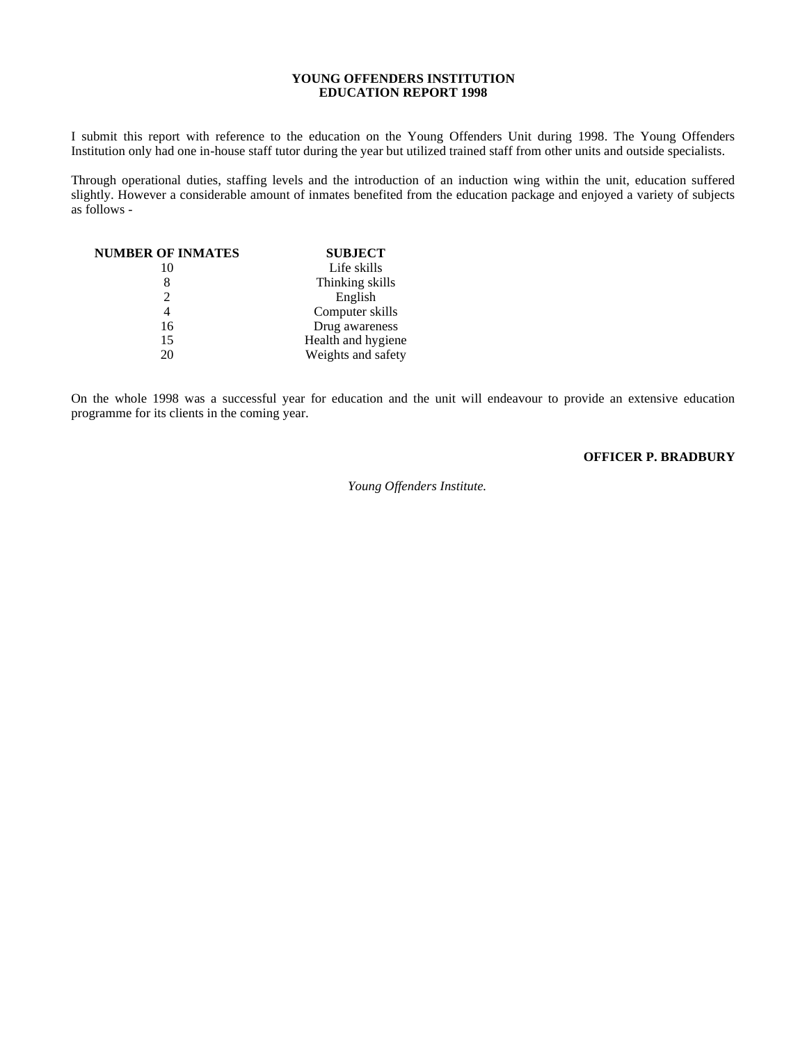## YOUNG OFFENDERS INSTITUTION
## EDUCATION REPORT 1998

I submit this report with reference to the education on the Young Offenders Unit during 1998. The Young Offenders Institution only had one in-house staff tutor during the year but utilized trained staff from other units and outside specialists.

Through operational duties, staffing levels and the introduction of an induction wing within the unit, education suffered slightly. However a considerable amount of inmates benefited from the education package and enjoyed a variety of subjects as follows -

| NUMBER OF INMATES | SUBJECT |
|---|---|
| 10 | Life skills |
| 8 | Thinking skills |
| 2 | English |
| 4 | Computer skills |
| 16 | Drug awareness |
| 15 | Health and hygiene |
| 20 | Weights and safety |

On the whole 1998 was a successful year for education and the unit will endeavour to provide an extensive education programme for its clients in the coming year.

**OFFICER P. BRADBURY**

*Young Offenders Institute.*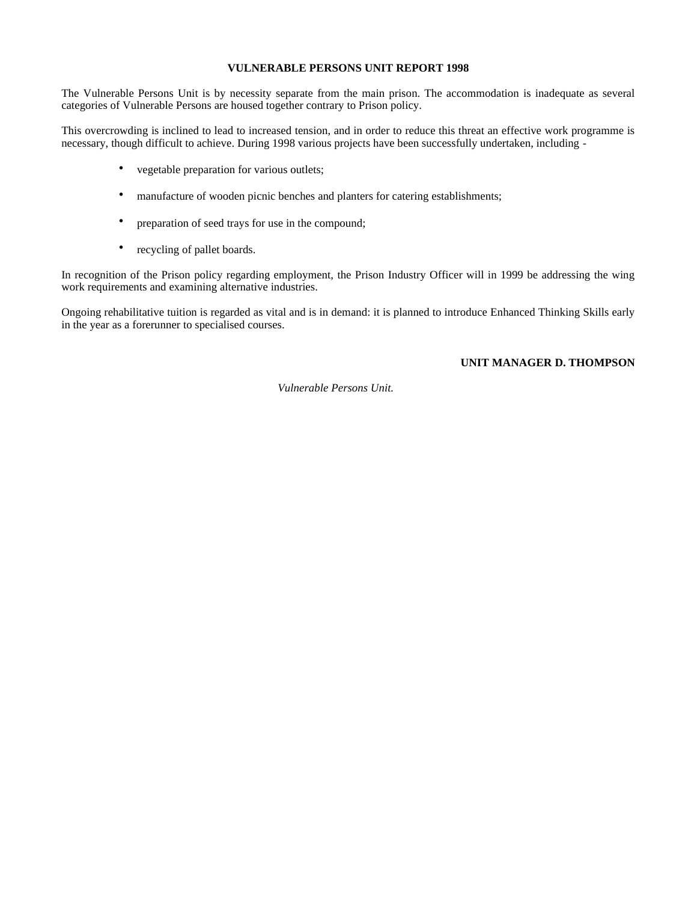## VULNERABLE PERSONS UNIT REPORT 1998

The Vulnerable Persons Unit is by necessity separate from the main prison. The accommodation is inadequate as several categories of Vulnerable Persons are housed together contrary to Prison policy.

This overcrowding is inclined to lead to increased tension, and in order to reduce this threat an effective work programme is necessary, though difficult to achieve. During 1998 various projects have been successfully undertaken, including -

- vegetable preparation for various outlets;
- manufacture of wooden picnic benches and planters for catering establishments;
- preparation of seed trays for use in the compound;
- recycling of pallet boards.

In recognition of the Prison policy regarding employment, the Prison Industry Officer will in 1999 be addressing the wing work requirements and examining alternative industries.

Ongoing rehabilitative tuition is regarded as vital and is in demand: it is planned to introduce Enhanced Thinking Skills early in the year as a forerunner to specialised courses.

**UNIT MANAGER D. THOMPSON**

*Vulnerable Persons Unit.*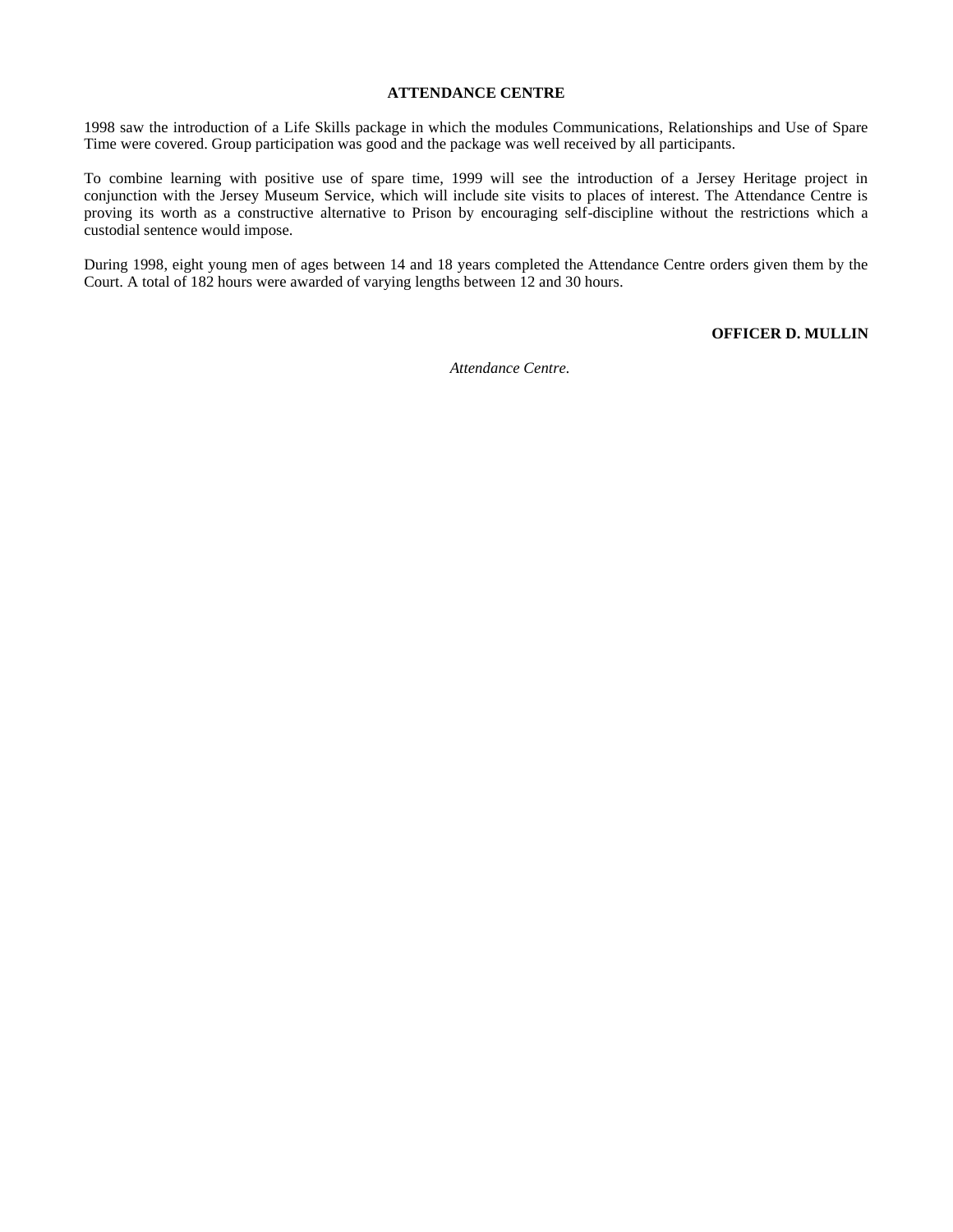## ATTENDANCE CENTRE

1998 saw the introduction of a Life Skills package in which the modules Communications, Relationships and Use of Spare Time were covered. Group participation was good and the package was well received by all participants.

To combine learning with positive use of spare time, 1999 will see the introduction of a Jersey Heritage project in conjunction with the Jersey Museum Service, which will include site visits to places of interest. The Attendance Centre is proving its worth as a constructive alternative to Prison by encouraging self-discipline without the restrictions which a custodial sentence would impose.

During 1998, eight young men of ages between 14 and 18 years completed the Attendance Centre orders given them by the Court. A total of 182 hours were awarded of varying lengths between 12 and 30 hours.

**OFFICER D. MULLIN**

*Attendance Centre.*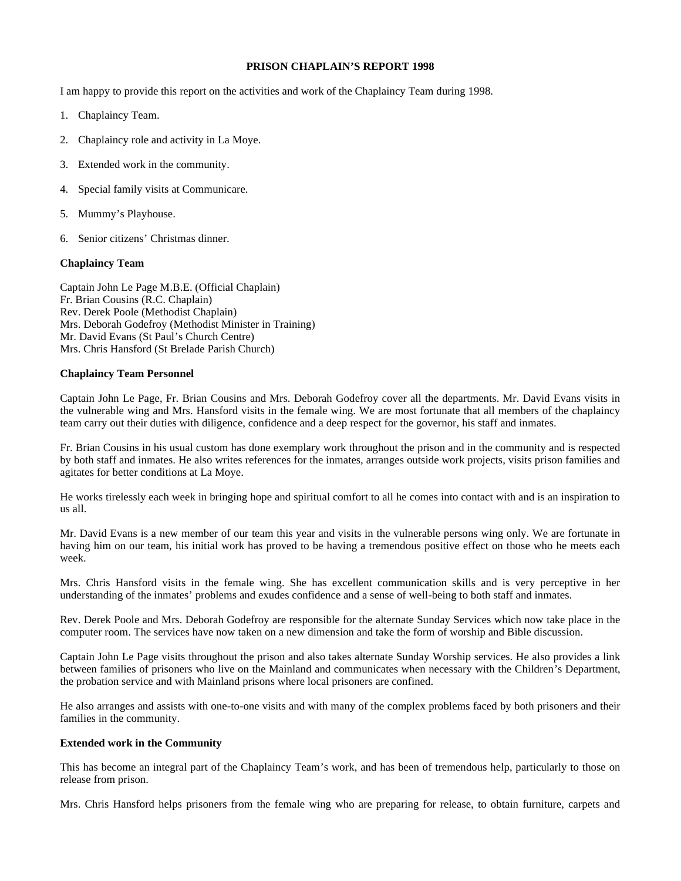**PRISON CHAPLAIN'S REPORT 1998**

I am happy to provide this report on the activities and work of the Chaplaincy Team during 1998.

1. Chaplaincy Team.
2. Chaplaincy role and activity in La Moye.
3. Extended work in the community.
4. Special family visits at Communicare.
5. Mummy's Playhouse.
6. Senior citizens' Christmas dinner.

**Chaplaincy Team**

Captain John Le Page M.B.E. (Official Chaplain)
Fr. Brian Cousins (R.C. Chaplain)
Rev. Derek Poole (Methodist Chaplain)
Mrs. Deborah Godefroy (Methodist Minister in Training)
Mr. David Evans (St Paul's Church Centre)
Mrs. Chris Hansford (St Brelade Parish Church)

**Chaplaincy Team Personnel**

Captain John Le Page, Fr. Brian Cousins and Mrs. Deborah Godefroy cover all the departments. Mr. David Evans visits in the vulnerable wing and Mrs. Hansford visits in the female wing. We are most fortunate that all members of the chaplaincy team carry out their duties with diligence, confidence and a deep respect for the governor, his staff and inmates.

Fr. Brian Cousins in his usual custom has done exemplary work throughout the prison and in the community and is respected by both staff and inmates. He also writes references for the inmates, arranges outside work projects, visits prison families and agitates for better conditions at La Moye.

He works tirelessly each week in bringing hope and spiritual comfort to all he comes into contact with and is an inspiration to us all.

Mr. David Evans is a new member of our team this year and visits in the vulnerable persons wing only. We are fortunate in having him on our team, his initial work has proved to be having a tremendous positive effect on those who he meets each week.

Mrs. Chris Hansford visits in the female wing. She has excellent communication skills and is very perceptive in her understanding of the inmates' problems and exudes confidence and a sense of well-being to both staff and inmates.

Rev. Derek Poole and Mrs. Deborah Godefroy are responsible for the alternate Sunday Services which now take place in the computer room. The services have now taken on a new dimension and take the form of worship and Bible discussion.

Captain John Le Page visits throughout the prison and also takes alternate Sunday Worship services. He also provides a link between families of prisoners who live on the Mainland and communicates when necessary with the Children's Department, the probation service and with Mainland prisons where local prisoners are confined.

He also arranges and assists with one-to-one visits and with many of the complex problems faced by both prisoners and their families in the community.

**Extended work in the Community**

This has become an integral part of the Chaplaincy Team's work, and has been of tremendous help, particularly to those on release from prison.

Mrs. Chris Hansford helps prisoners from the female wing who are preparing for release, to obtain furniture, carpets and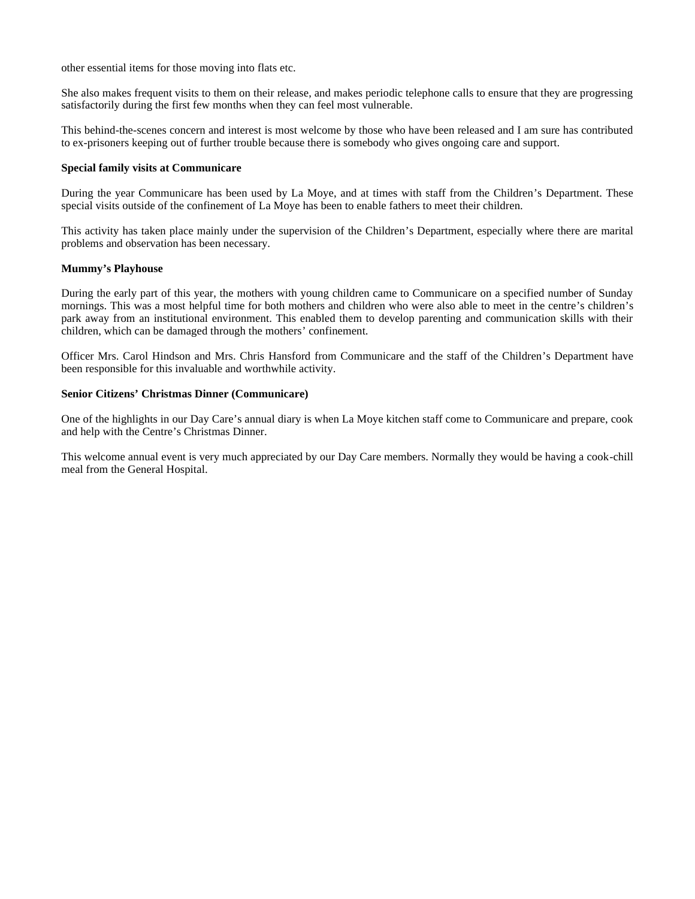other essential items for those moving into flats etc.

She also makes frequent visits to them on their release, and makes periodic telephone calls to ensure that they are progressing satisfactorily during the first few months when they can feel most vulnerable.

This behind-the-scenes concern and interest is most welcome by those who have been released and I am sure has contributed to ex-prisoners keeping out of further trouble because there is somebody who gives ongoing care and support.

**Special family visits at Communicare**

During the year Communicare has been used by La Moye, and at times with staff from the Children's Department. These special visits outside of the confinement of La Moye has been to enable fathers to meet their children.

This activity has taken place mainly under the supervision of the Children's Department, especially where there are marital problems and observation has been necessary.

**Mummy's Playhouse**

During the early part of this year, the mothers with young children came to Communicare on a specified number of Sunday mornings. This was a most helpful time for both mothers and children who were also able to meet in the centre's children's park away from an institutional environment. This enabled them to develop parenting and communication skills with their children, which can be damaged through the mothers' confinement.

Officer Mrs. Carol Hindson and Mrs. Chris Hansford from Communicare and the staff of the Children's Department have been responsible for this invaluable and worthwhile activity.

**Senior Citizens' Christmas Dinner (Communicare)**

One of the highlights in our Day Care's annual diary is when La Moye kitchen staff come to Communicare and prepare, cook and help with the Centre's Christmas Dinner.

This welcome annual event is very much appreciated by our Day Care members. Normally they would be having a cook-chill meal from the General Hospital.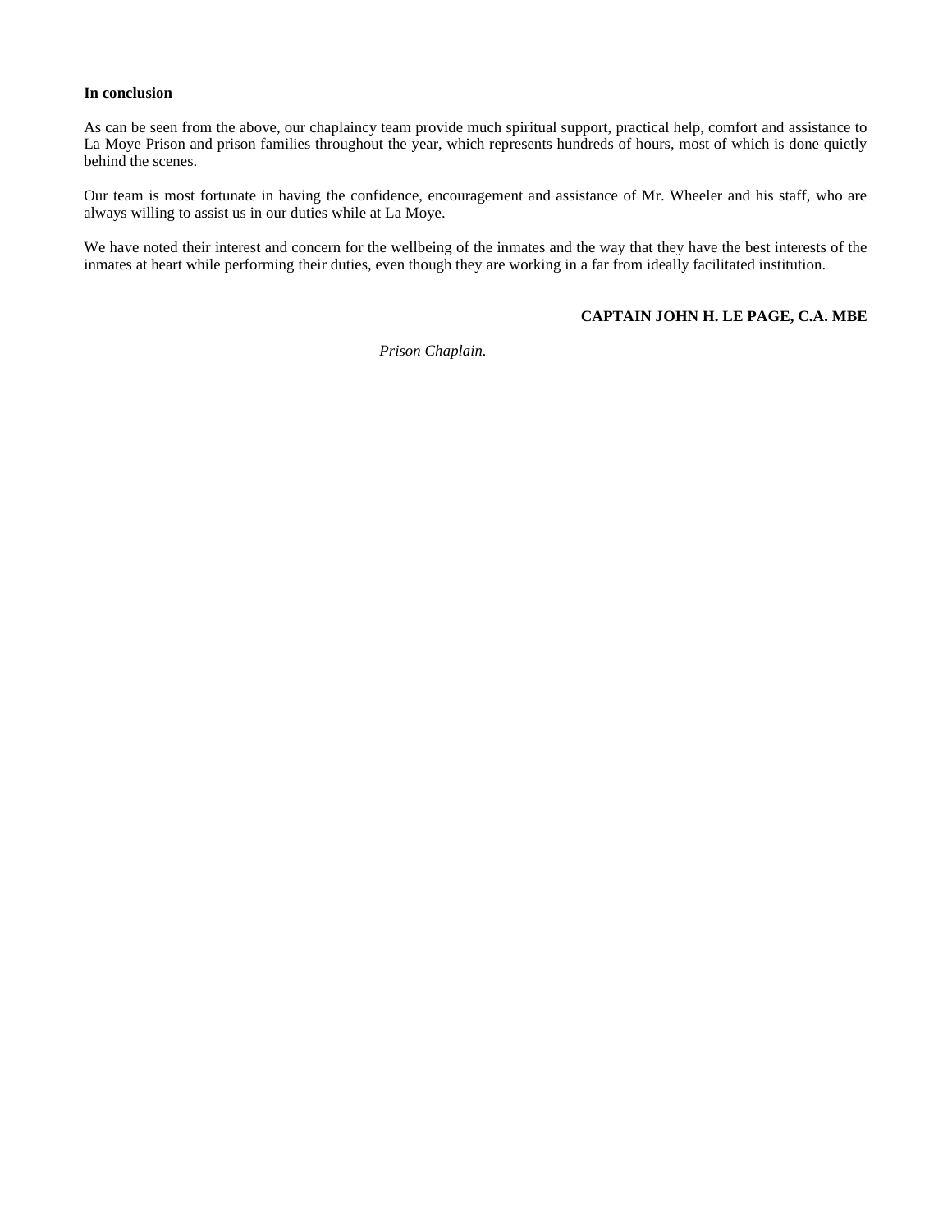**In conclusion**

As can be seen from the above, our chaplaincy team provide much spiritual support, practical help, comfort and assistance to La Moye Prison and prison families throughout the year, which represents hundreds of hours, most of which is done quietly behind the scenes.

Our team is most fortunate in having the confidence, encouragement and assistance of Mr. Wheeler and his staff, who are always willing to assist us in our duties while at La Moye.

We have noted their interest and concern for the wellbeing of the inmates and the way that they have the best interests of the inmates at heart while performing their duties, even though they are working in a far from ideally facilitated institution.

**CAPTAIN JOHN H. LE PAGE, C.A. MBE**

*Prison Chaplain.*